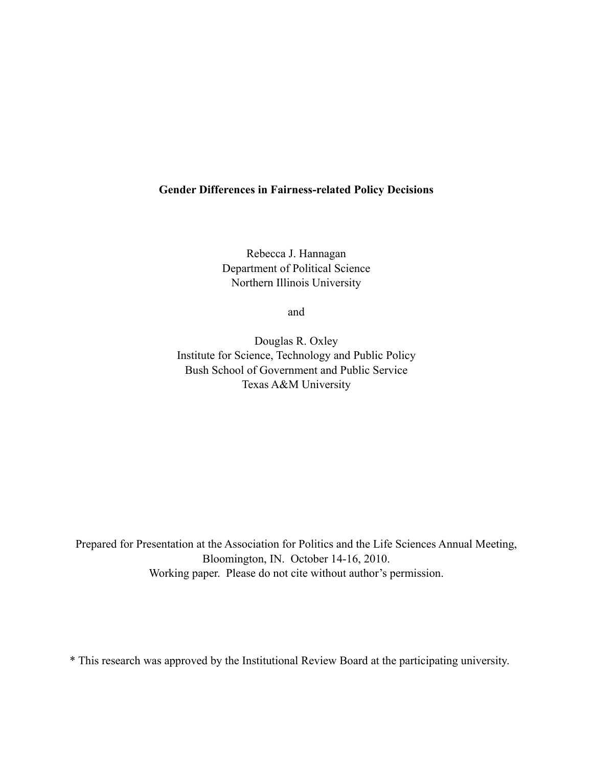# Gender Differences in Fairness-related Policy Decisions

Rebecca J. Hannagan
Department of Political Science
Northern Illinois University

and

Douglas R. Oxley
Institute for Science, Technology and Public Policy
Bush School of Government and Public Service
Texas A&M University

Prepared for Presentation at the Association for Politics and the Life Sciences Annual Meeting, Bloomington, IN. October 14-16, 2010.
Working paper. Please do not cite without author's permission.

* This research was approved by the Institutional Review Board at the participating university.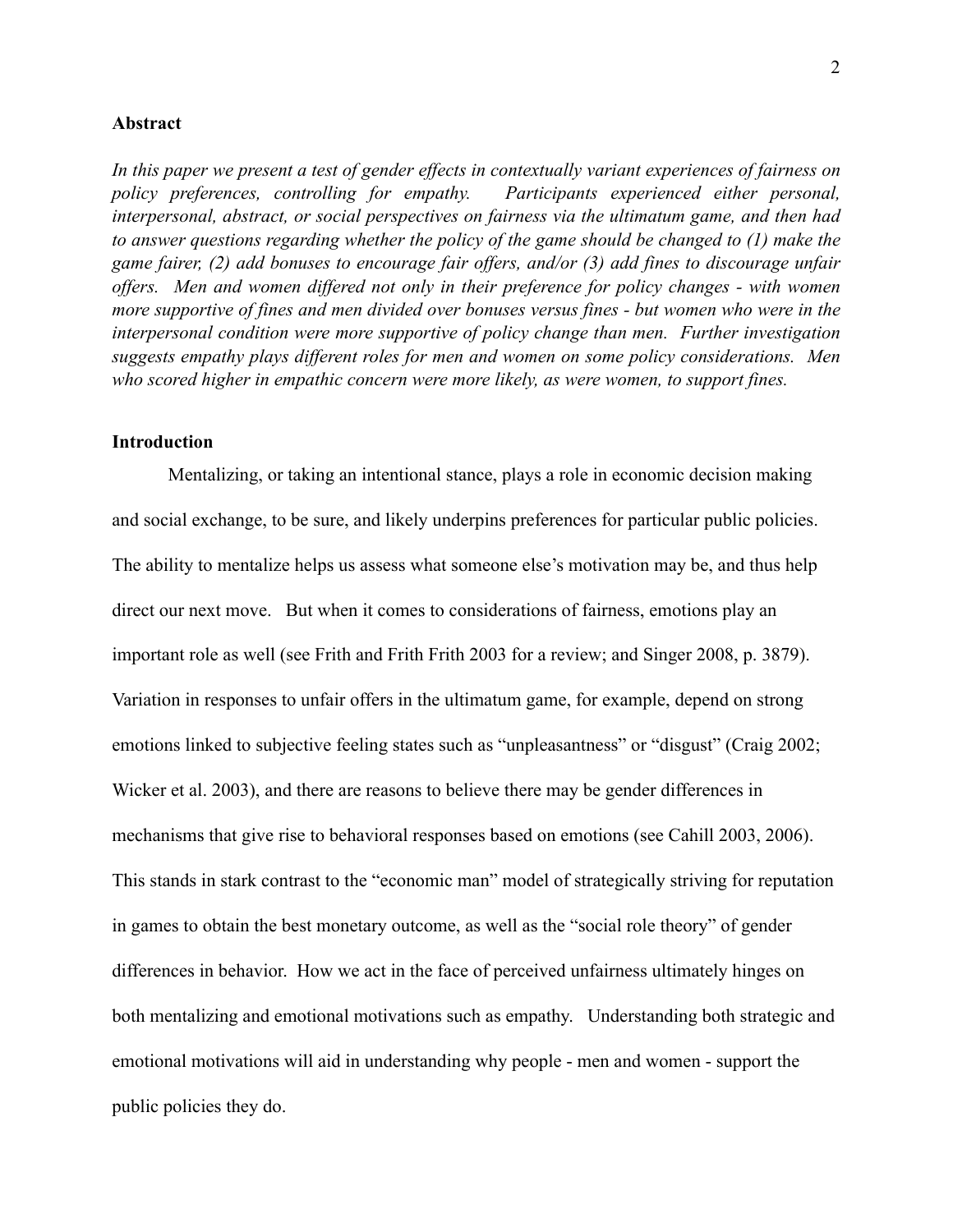## Abstract

*In this paper we present a test of gender effects in contextually variant experiences of fairness on policy preferences, controlling for empathy. Participants experienced either personal, interpersonal, abstract, or social perspectives on fairness via the ultimatum game, and then had to answer questions regarding whether the policy of the game should be changed to (1) make the game fairer, (2) add bonuses to encourage fair offers, and/or (3) add fines to discourage unfair offers. Men and women differed not only in their preference for policy changes - with women more supportive of fines and men divided over bonuses versus fines - but women who were in the interpersonal condition were more supportive of policy change than men. Further investigation suggests empathy plays different roles for men and women on some policy considerations. Men who scored higher in empathic concern were more likely, as were women, to support fines.*

## Introduction

Mentalizing, or taking an intentional stance, plays a role in economic decision making and social exchange, to be sure, and likely underpins preferences for particular public policies. The ability to mentalize helps us assess what someone else's motivation may be, and thus help direct our next move. But when it comes to considerations of fairness, emotions play an important role as well (see Frith and Frith Frith 2003 for a review; and Singer 2008, p. 3879). Variation in responses to unfair offers in the ultimatum game, for example, depend on strong emotions linked to subjective feeling states such as "unpleasantness" or "disgust" (Craig 2002; Wicker et al. 2003), and there are reasons to believe there may be gender differences in mechanisms that give rise to behavioral responses based on emotions (see Cahill 2003, 2006). This stands in stark contrast to the "economic man" model of strategically striving for reputation in games to obtain the best monetary outcome, as well as the "social role theory" of gender differences in behavior. How we act in the face of perceived unfairness ultimately hinges on both mentalizing and emotional motivations such as empathy. Understanding both strategic and emotional motivations will aid in understanding why people - men and women - support the public policies they do.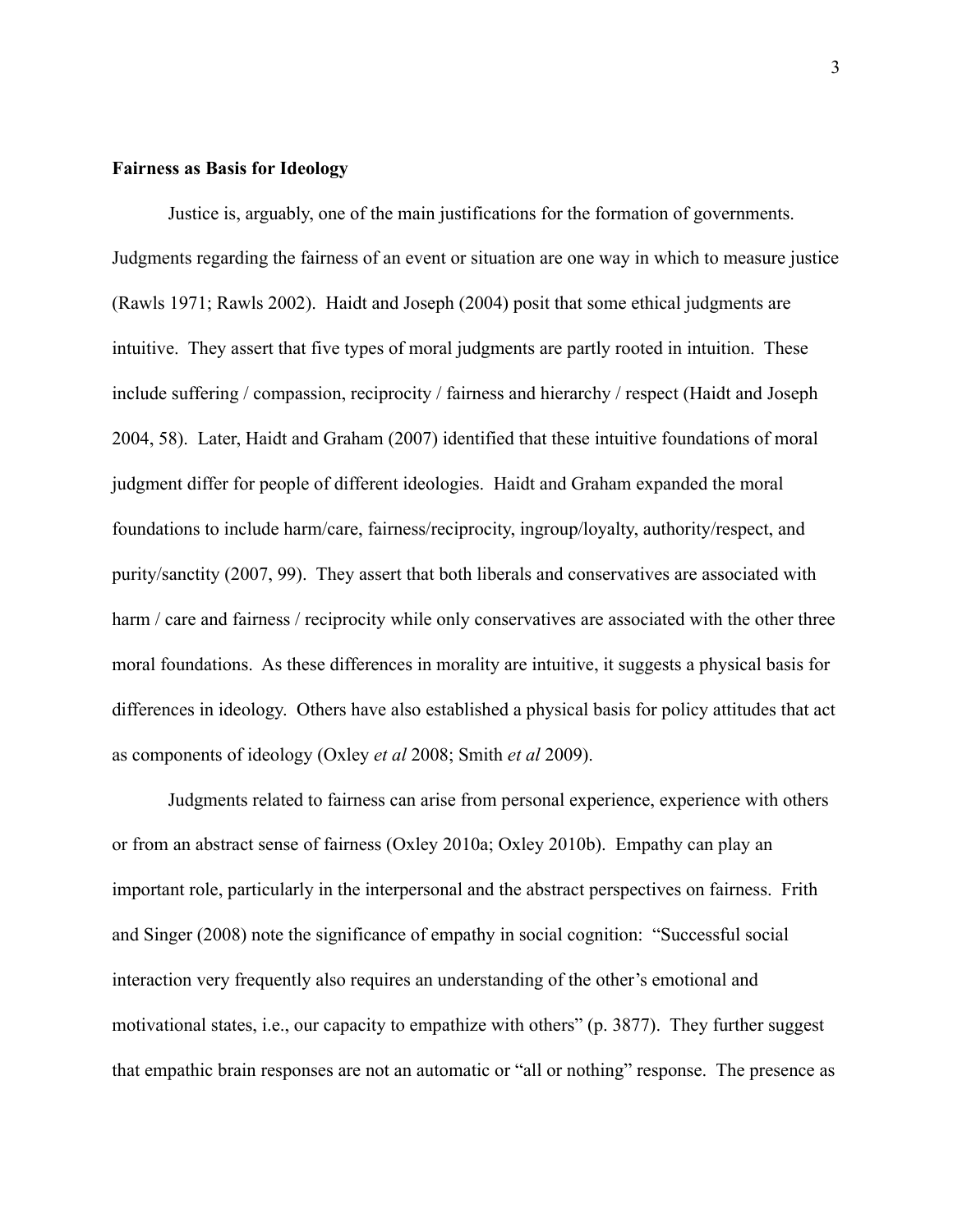**Fairness as Basis for Ideology**

Justice is, arguably, one of the main justifications for the formation of governments. Judgments regarding the fairness of an event or situation are one way in which to measure justice (Rawls 1971; Rawls 2002). Haidt and Joseph (2004) posit that some ethical judgments are intuitive. They assert that five types of moral judgments are partly rooted in intuition. These include suffering / compassion, reciprocity / fairness and hierarchy / respect (Haidt and Joseph 2004, 58). Later, Haidt and Graham (2007) identified that these intuitive foundations of moral judgment differ for people of different ideologies. Haidt and Graham expanded the moral foundations to include harm/care, fairness/reciprocity, ingroup/loyalty, authority/respect, and purity/sanctity (2007, 99). They assert that both liberals and conservatives are associated with harm / care and fairness / reciprocity while only conservatives are associated with the other three moral foundations. As these differences in morality are intuitive, it suggests a physical basis for differences in ideology. Others have also established a physical basis for policy attitudes that act as components of ideology (Oxley *et al* 2008; Smith *et al* 2009).

Judgments related to fairness can arise from personal experience, experience with others or from an abstract sense of fairness (Oxley 2010a; Oxley 2010b). Empathy can play an important role, particularly in the interpersonal and the abstract perspectives on fairness. Frith and Singer (2008) note the significance of empathy in social cognition: "Successful social interaction very frequently also requires an understanding of the other's emotional and motivational states, i.e., our capacity to empathize with others" (p. 3877). They further suggest that empathic brain responses are not an automatic or "all or nothing" response. The presence as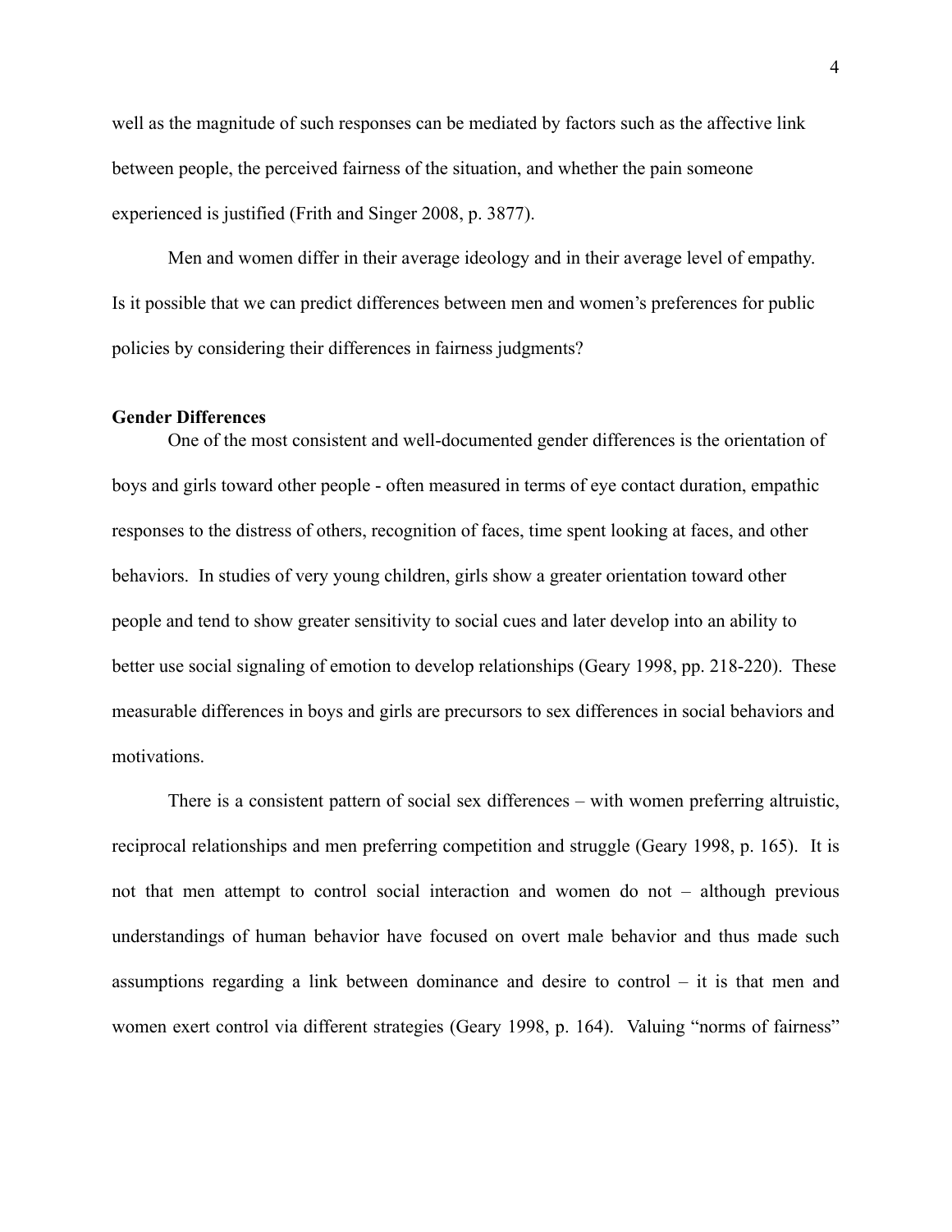well as the magnitude of such responses can be mediated by factors such as the affective link between people, the perceived fairness of the situation, and whether the pain someone experienced is justified (Frith and Singer 2008, p. 3877).

Men and women differ in their average ideology and in their average level of empathy. Is it possible that we can predict differences between men and women's preferences for public policies by considering their differences in fairness judgments?

**Gender Differences**

One of the most consistent and well-documented gender differences is the orientation of boys and girls toward other people - often measured in terms of eye contact duration, empathic responses to the distress of others, recognition of faces, time spent looking at faces, and other behaviors. In studies of very young children, girls show a greater orientation toward other people and tend to show greater sensitivity to social cues and later develop into an ability to better use social signaling of emotion to develop relationships (Geary 1998, pp. 218-220). These measurable differences in boys and girls are precursors to sex differences in social behaviors and motivations.

There is a consistent pattern of social sex differences – with women preferring altruistic, reciprocal relationships and men preferring competition and struggle (Geary 1998, p. 165). It is not that men attempt to control social interaction and women do not – although previous understandings of human behavior have focused on overt male behavior and thus made such assumptions regarding a link between dominance and desire to control – it is that men and women exert control via different strategies (Geary 1998, p. 164). Valuing "norms of fairness"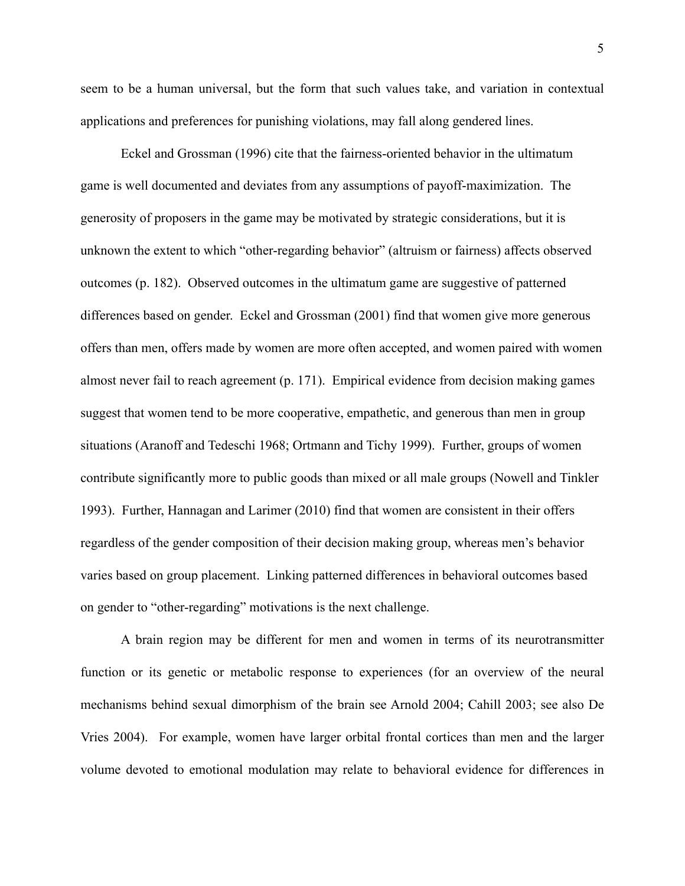seem to be a human universal, but the form that such values take, and variation in contextual applications and preferences for punishing violations, may fall along gendered lines.

Eckel and Grossman (1996) cite that the fairness-oriented behavior in the ultimatum game is well documented and deviates from any assumptions of payoff-maximization. The generosity of proposers in the game may be motivated by strategic considerations, but it is unknown the extent to which "other-regarding behavior" (altruism or fairness) affects observed outcomes (p. 182). Observed outcomes in the ultimatum game are suggestive of patterned differences based on gender. Eckel and Grossman (2001) find that women give more generous offers than men, offers made by women are more often accepted, and women paired with women almost never fail to reach agreement (p. 171). Empirical evidence from decision making games suggest that women tend to be more cooperative, empathetic, and generous than men in group situations (Aranoff and Tedeschi 1968; Ortmann and Tichy 1999). Further, groups of women contribute significantly more to public goods than mixed or all male groups (Nowell and Tinkler 1993). Further, Hannagan and Larimer (2010) find that women are consistent in their offers regardless of the gender composition of their decision making group, whereas men's behavior varies based on group placement. Linking patterned differences in behavioral outcomes based on gender to "other-regarding" motivations is the next challenge.

A brain region may be different for men and women in terms of its neurotransmitter function or its genetic or metabolic response to experiences (for an overview of the neural mechanisms behind sexual dimorphism of the brain see Arnold 2004; Cahill 2003; see also De Vries 2004). For example, women have larger orbital frontal cortices than men and the larger volume devoted to emotional modulation may relate to behavioral evidence for differences in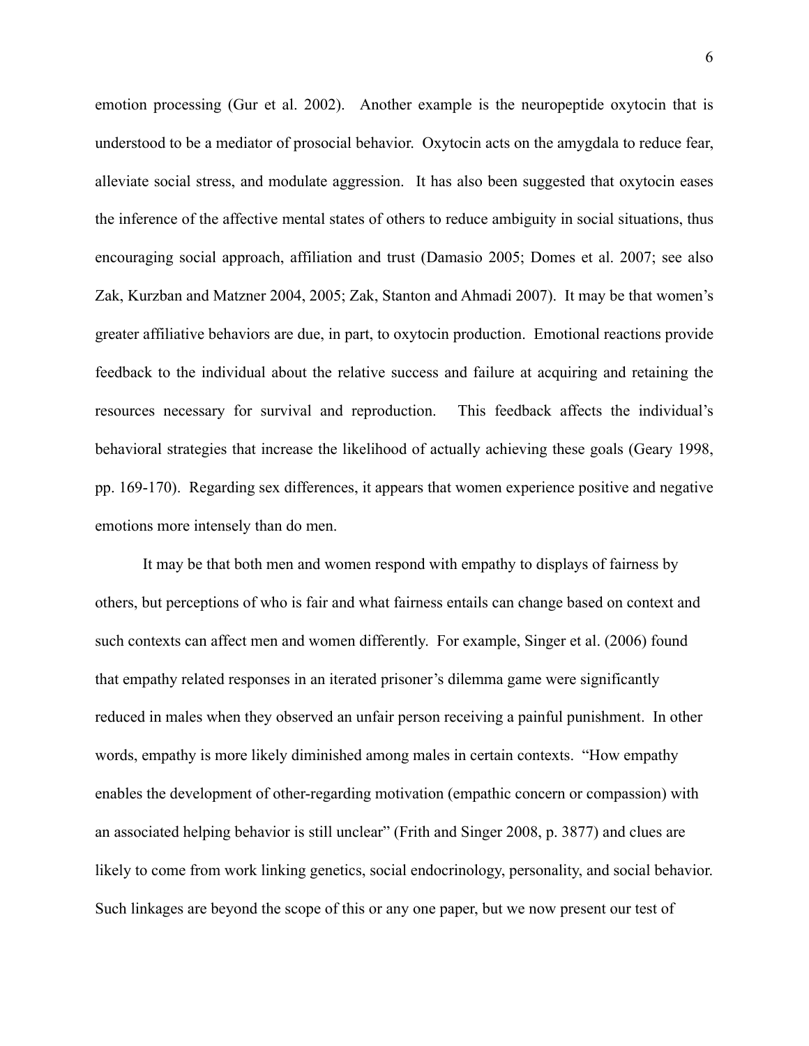emotion processing (Gur et al. 2002). Another example is the neuropeptide oxytocin that is understood to be a mediator of prosocial behavior. Oxytocin acts on the amygdala to reduce fear, alleviate social stress, and modulate aggression. It has also been suggested that oxytocin eases the inference of the affective mental states of others to reduce ambiguity in social situations, thus encouraging social approach, affiliation and trust (Damasio 2005; Domes et al. 2007; see also Zak, Kurzban and Matzner 2004, 2005; Zak, Stanton and Ahmadi 2007). It may be that women's greater affiliative behaviors are due, in part, to oxytocin production. Emotional reactions provide feedback to the individual about the relative success and failure at acquiring and retaining the resources necessary for survival and reproduction. This feedback affects the individual's behavioral strategies that increase the likelihood of actually achieving these goals (Geary 1998, pp. 169-170). Regarding sex differences, it appears that women experience positive and negative emotions more intensely than do men.

It may be that both men and women respond with empathy to displays of fairness by others, but perceptions of who is fair and what fairness entails can change based on context and such contexts can affect men and women differently. For example, Singer et al. (2006) found that empathy related responses in an iterated prisoner's dilemma game were significantly reduced in males when they observed an unfair person receiving a painful punishment. In other words, empathy is more likely diminished among males in certain contexts. "How empathy enables the development of other-regarding motivation (empathic concern or compassion) with an associated helping behavior is still unclear" (Frith and Singer 2008, p. 3877) and clues are likely to come from work linking genetics, social endocrinology, personality, and social behavior. Such linkages are beyond the scope of this or any one paper, but we now present our test of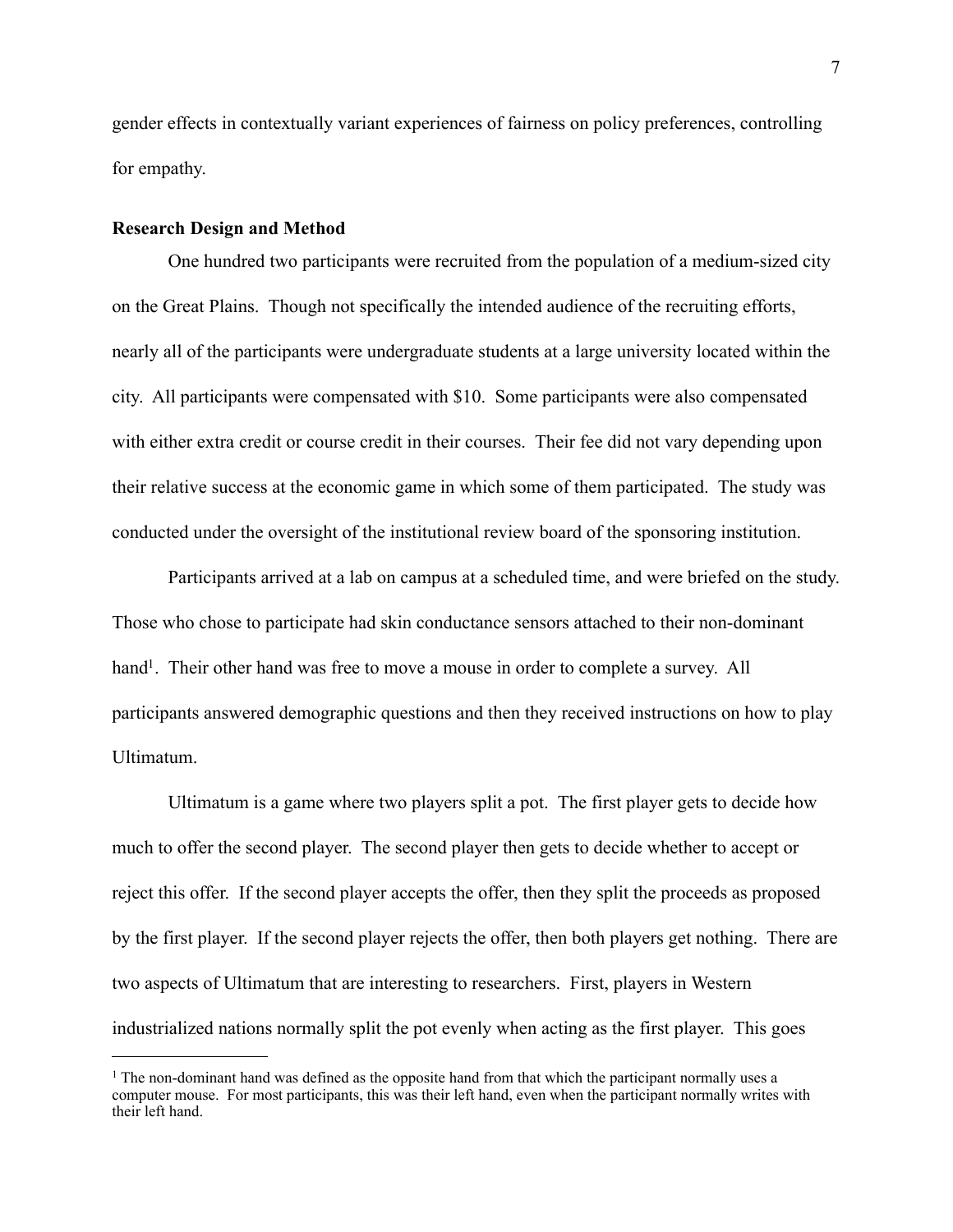gender effects in contextually variant experiences of fairness on policy preferences, controlling for empathy.

**Research Design and Method**

One hundred two participants were recruited from the population of a medium-sized city on the Great Plains. Though not specifically the intended audience of the recruiting efforts, nearly all of the participants were undergraduate students at a large university located within the city. All participants were compensated with $10. Some participants were also compensated with either extra credit or course credit in their courses. Their fee did not vary depending upon their relative success at the economic game in which some of them participated. The study was conducted under the oversight of the institutional review board of the sponsoring institution.

Participants arrived at a lab on campus at a scheduled time, and were briefed on the study. Those who chose to participate had skin conductance sensors attached to their non-dominant hand[1]. Their other hand was free to move a mouse in order to complete a survey. All participants answered demographic questions and then they received instructions on how to play Ultimatum.

Ultimatum is a game where two players split a pot. The first player gets to decide how much to offer the second player. The second player then gets to decide whether to accept or reject this offer. If the second player accepts the offer, then they split the proceeds as proposed by the first player. If the second player rejects the offer, then both players get nothing. There are two aspects of Ultimatum that are interesting to researchers. First, players in Western industrialized nations normally split the pot evenly when acting as the first player. This goes

[1] The non-dominant hand was defined as the opposite hand from that which the participant normally uses a computer mouse. For most participants, this was their left hand, even when the participant normally writes with their left hand.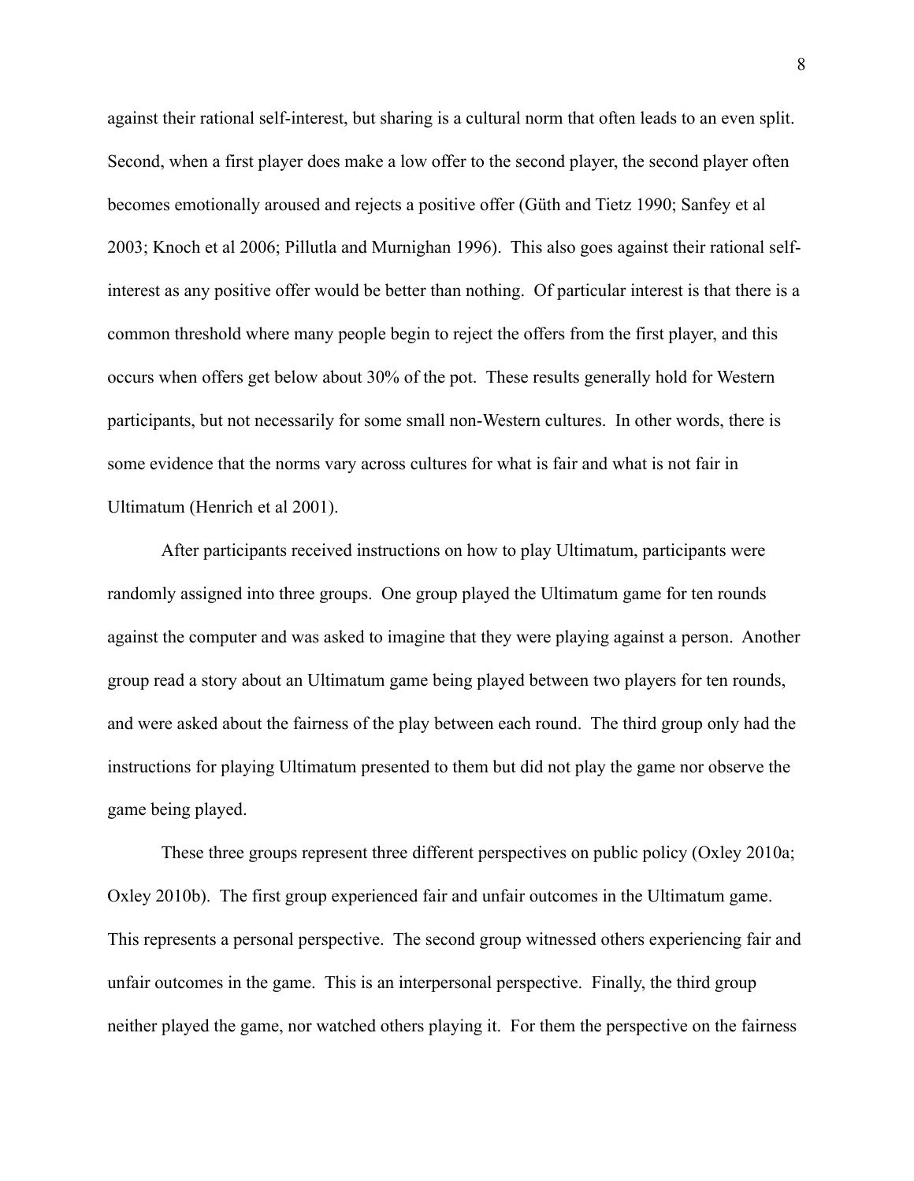against their rational self-interest, but sharing is a cultural norm that often leads to an even split. Second, when a first player does make a low offer to the second player, the second player often becomes emotionally aroused and rejects a positive offer (Güth and Tietz 1990; Sanfey et al 2003; Knoch et al 2006; Pillutla and Murnighan 1996). This also goes against their rational self-interest as any positive offer would be better than nothing. Of particular interest is that there is a common threshold where many people begin to reject the offers from the first player, and this occurs when offers get below about 30% of the pot. These results generally hold for Western participants, but not necessarily for some small non-Western cultures. In other words, there is some evidence that the norms vary across cultures for what is fair and what is not fair in Ultimatum (Henrich et al 2001).

After participants received instructions on how to play Ultimatum, participants were randomly assigned into three groups. One group played the Ultimatum game for ten rounds against the computer and was asked to imagine that they were playing against a person. Another group read a story about an Ultimatum game being played between two players for ten rounds, and were asked about the fairness of the play between each round. The third group only had the instructions for playing Ultimatum presented to them but did not play the game nor observe the game being played.

These three groups represent three different perspectives on public policy (Oxley 2010a; Oxley 2010b). The first group experienced fair and unfair outcomes in the Ultimatum game. This represents a personal perspective. The second group witnessed others experiencing fair and unfair outcomes in the game. This is an interpersonal perspective. Finally, the third group neither played the game, nor watched others playing it. For them the perspective on the fairness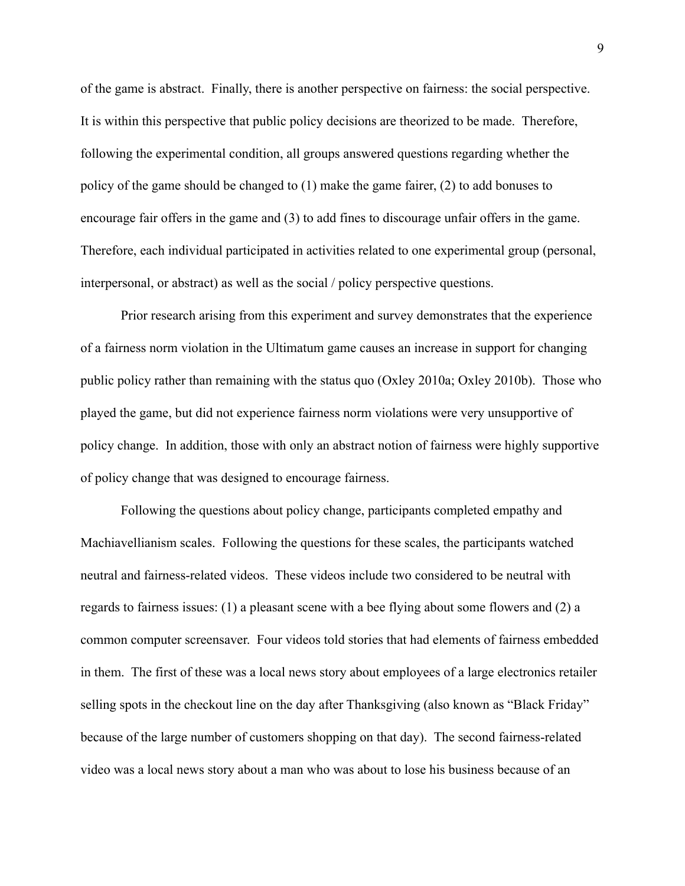of the game is abstract. Finally, there is another perspective on fairness: the social perspective. It is within this perspective that public policy decisions are theorized to be made. Therefore, following the experimental condition, all groups answered questions regarding whether the policy of the game should be changed to (1) make the game fairer, (2) to add bonuses to encourage fair offers in the game and (3) to add fines to discourage unfair offers in the game. Therefore, each individual participated in activities related to one experimental group (personal, interpersonal, or abstract) as well as the social / policy perspective questions.

Prior research arising from this experiment and survey demonstrates that the experience of a fairness norm violation in the Ultimatum game causes an increase in support for changing public policy rather than remaining with the status quo (Oxley 2010a; Oxley 2010b). Those who played the game, but did not experience fairness norm violations were very unsupportive of policy change. In addition, those with only an abstract notion of fairness were highly supportive of policy change that was designed to encourage fairness.

Following the questions about policy change, participants completed empathy and Machiavellianism scales. Following the questions for these scales, the participants watched neutral and fairness-related videos. These videos include two considered to be neutral with regards to fairness issues: (1) a pleasant scene with a bee flying about some flowers and (2) a common computer screensaver. Four videos told stories that had elements of fairness embedded in them. The first of these was a local news story about employees of a large electronics retailer selling spots in the checkout line on the day after Thanksgiving (also known as "Black Friday" because of the large number of customers shopping on that day). The second fairness-related video was a local news story about a man who was about to lose his business because of an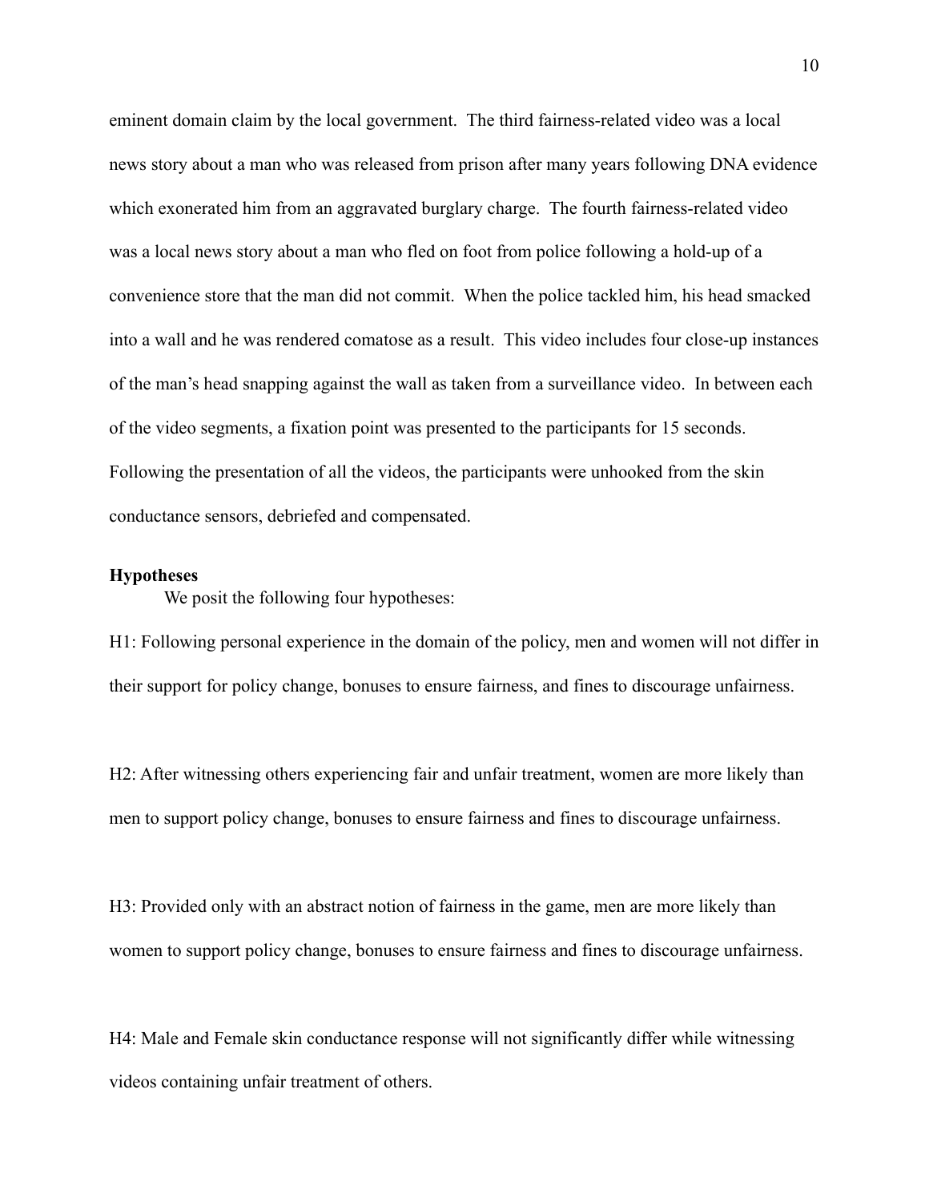eminent domain claim by the local government. The third fairness-related video was a local news story about a man who was released from prison after many years following DNA evidence which exonerated him from an aggravated burglary charge. The fourth fairness-related video was a local news story about a man who fled on foot from police following a hold-up of a convenience store that the man did not commit. When the police tackled him, his head smacked into a wall and he was rendered comatose as a result. This video includes four close-up instances of the man's head snapping against the wall as taken from a surveillance video. In between each of the video segments, a fixation point was presented to the participants for 15 seconds. Following the presentation of all the videos, the participants were unhooked from the skin conductance sensors, debriefed and compensated.

**Hypotheses**

We posit the following four hypotheses:

H1: Following personal experience in the domain of the policy, men and women will not differ in their support for policy change, bonuses to ensure fairness, and fines to discourage unfairness.

H2: After witnessing others experiencing fair and unfair treatment, women are more likely than men to support policy change, bonuses to ensure fairness and fines to discourage unfairness.

H3: Provided only with an abstract notion of fairness in the game, men are more likely than women to support policy change, bonuses to ensure fairness and fines to discourage unfairness.

H4: Male and Female skin conductance response will not significantly differ while witnessing videos containing unfair treatment of others.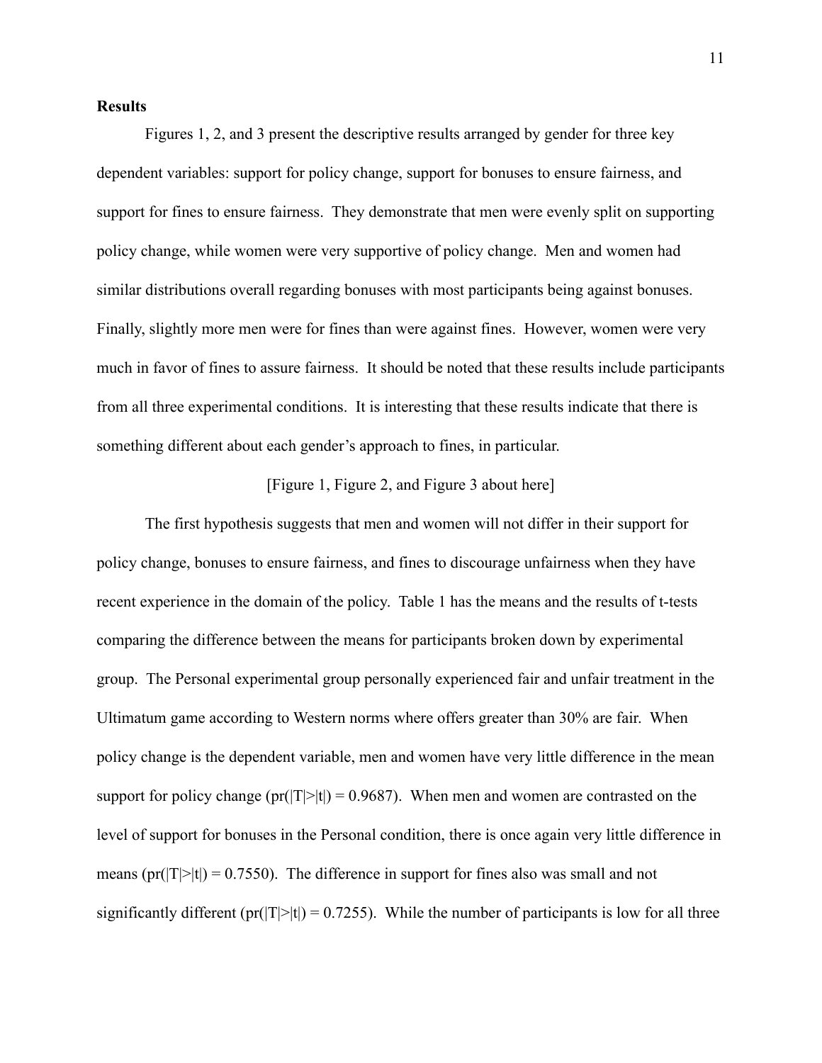## Results

Figures 1, 2, and 3 present the descriptive results arranged by gender for three key dependent variables: support for policy change, support for bonuses to ensure fairness, and support for fines to ensure fairness. They demonstrate that men were evenly split on supporting policy change, while women were very supportive of policy change. Men and women had similar distributions overall regarding bonuses with most participants being against bonuses. Finally, slightly more men were for fines than were against fines. However, women were very much in favor of fines to assure fairness. It should be noted that these results include participants from all three experimental conditions. It is interesting that these results indicate that there is something different about each gender's approach to fines, in particular.

[Figure 1, Figure 2, and Figure 3 about here]

The first hypothesis suggests that men and women will not differ in their support for policy change, bonuses to ensure fairness, and fines to discourage unfairness when they have recent experience in the domain of the policy. Table 1 has the means and the results of t-tests comparing the difference between the means for participants broken down by experimental group. The Personal experimental group personally experienced fair and unfair treatment in the Ultimatum game according to Western norms where offers greater than 30% are fair. When policy change is the dependent variable, men and women have very little difference in the mean support for policy change ($pr(|T|>|t|) = 0.9687$). When men and women are contrasted on the level of support for bonuses in the Personal condition, there is once again very little difference in means ($pr(|T|>|t|) = 0.7550$). The difference in support for fines also was small and not significantly different ($pr(|T|>|t|) = 0.7255$). While the number of participants is low for all three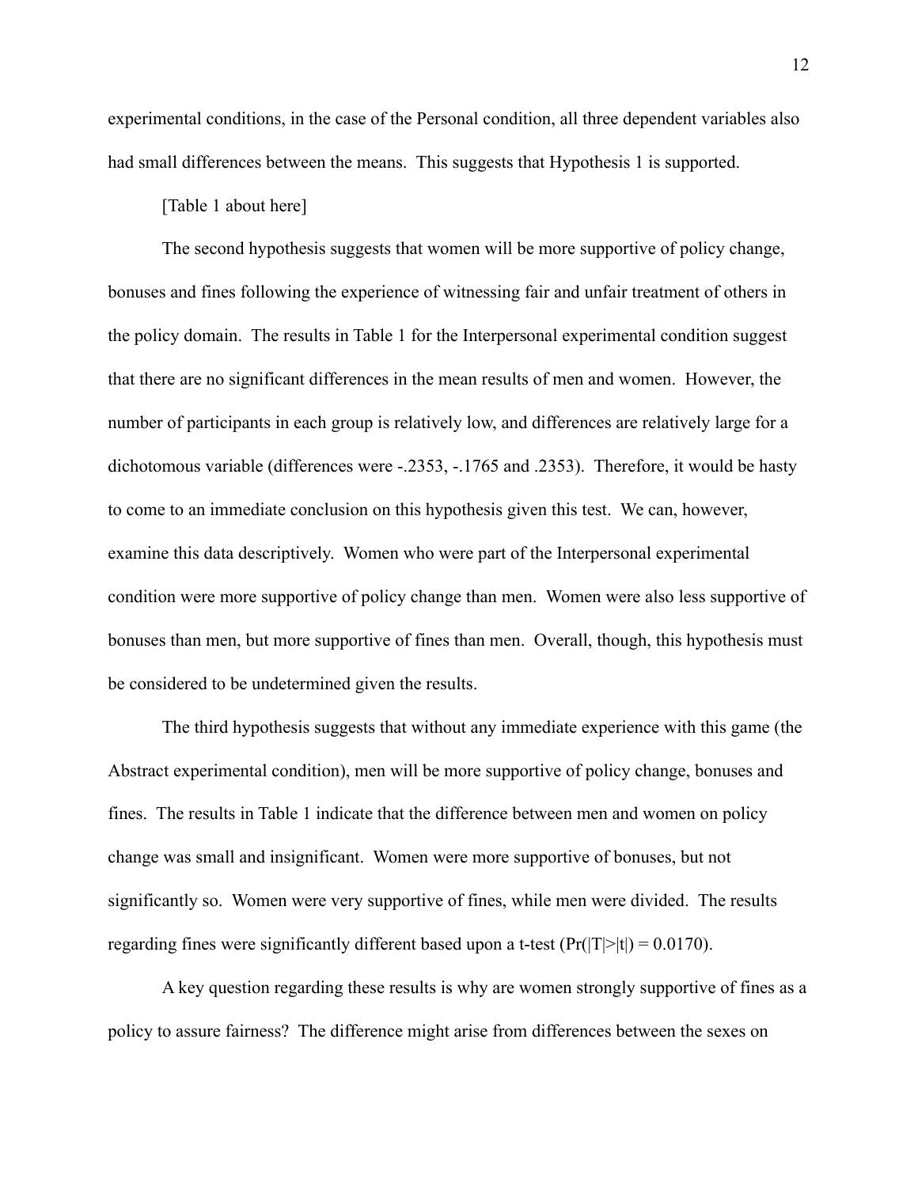experimental conditions, in the case of the Personal condition, all three dependent variables also had small differences between the means. This suggests that Hypothesis 1 is supported.

[Table 1 about here]

The second hypothesis suggests that women will be more supportive of policy change, bonuses and fines following the experience of witnessing fair and unfair treatment of others in the policy domain. The results in Table 1 for the Interpersonal experimental condition suggest that there are no significant differences in the mean results of men and women. However, the number of participants in each group is relatively low, and differences are relatively large for a dichotomous variable (differences were -.2353, -.1765 and .2353). Therefore, it would be hasty to come to an immediate conclusion on this hypothesis given this test. We can, however, examine this data descriptively. Women who were part of the Interpersonal experimental condition were more supportive of policy change than men. Women were also less supportive of bonuses than men, but more supportive of fines than men. Overall, though, this hypothesis must be considered to be undetermined given the results.

The third hypothesis suggests that without any immediate experience with this game (the Abstract experimental condition), men will be more supportive of policy change, bonuses and fines. The results in Table 1 indicate that the difference between men and women on policy change was small and insignificant. Women were more supportive of bonuses, but not significantly so. Women were very supportive of fines, while men were divided. The results regarding fines were significantly different based upon a t-test ($Pr(|T|>|t|) = 0.0170$).

A key question regarding these results is why are women strongly supportive of fines as a policy to assure fairness? The difference might arise from differences between the sexes on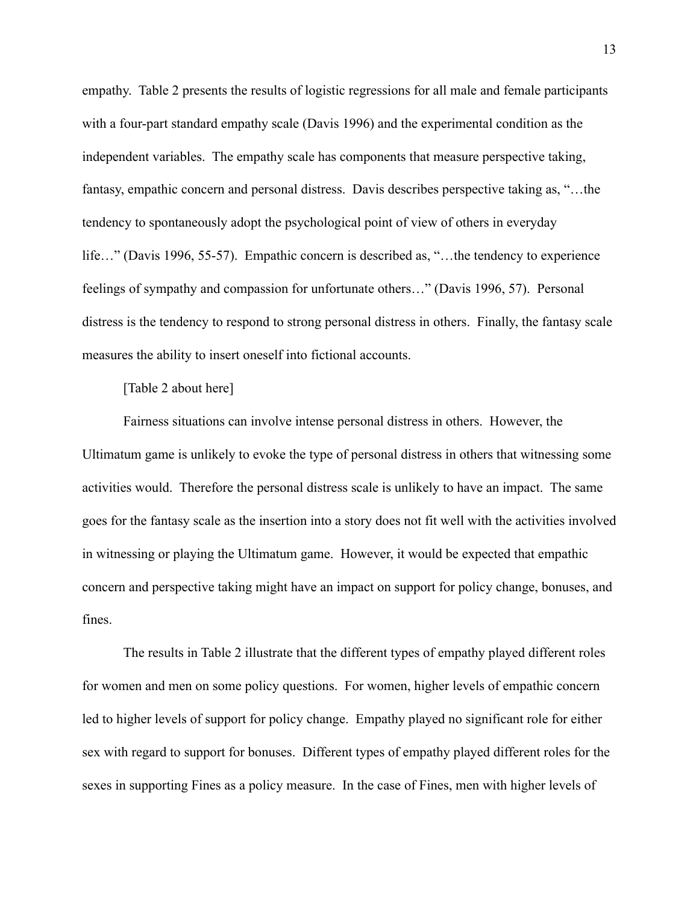empathy. Table 2 presents the results of logistic regressions for all male and female participants with a four-part standard empathy scale (Davis 1996) and the experimental condition as the independent variables. The empathy scale has components that measure perspective taking, fantasy, empathic concern and personal distress. Davis describes perspective taking as, "…the tendency to spontaneously adopt the psychological point of view of others in everyday life…" (Davis 1996, 55-57). Empathic concern is described as, "…the tendency to experience feelings of sympathy and compassion for unfortunate others…" (Davis 1996, 57). Personal distress is the tendency to respond to strong personal distress in others. Finally, the fantasy scale measures the ability to insert oneself into fictional accounts.

[Table 2 about here]

Fairness situations can involve intense personal distress in others. However, the Ultimatum game is unlikely to evoke the type of personal distress in others that witnessing some activities would. Therefore the personal distress scale is unlikely to have an impact. The same goes for the fantasy scale as the insertion into a story does not fit well with the activities involved in witnessing or playing the Ultimatum game. However, it would be expected that empathic concern and perspective taking might have an impact on support for policy change, bonuses, and fines.

The results in Table 2 illustrate that the different types of empathy played different roles for women and men on some policy questions. For women, higher levels of empathic concern led to higher levels of support for policy change. Empathy played no significant role for either sex with regard to support for bonuses. Different types of empathy played different roles for the sexes in supporting Fines as a policy measure. In the case of Fines, men with higher levels of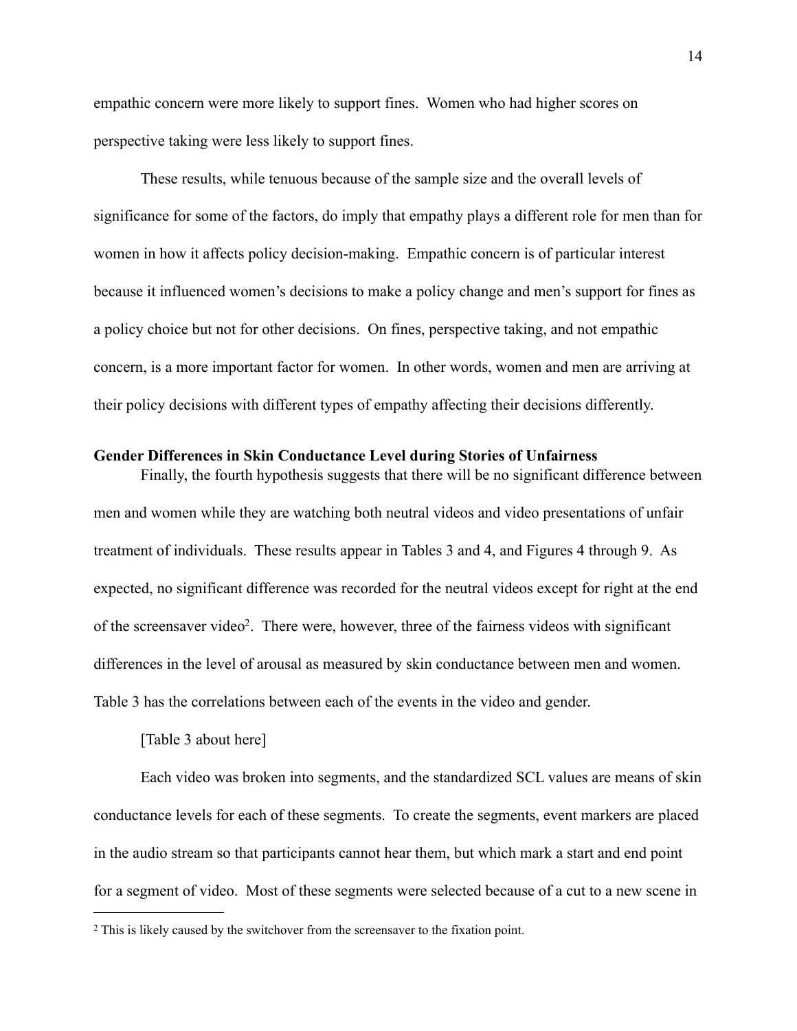empathic concern were more likely to support fines. Women who had higher scores on perspective taking were less likely to support fines.

These results, while tenuous because of the sample size and the overall levels of significance for some of the factors, do imply that empathy plays a different role for men than for women in how it affects policy decision-making. Empathic concern is of particular interest because it influenced women's decisions to make a policy change and men's support for fines as a policy choice but not for other decisions. On fines, perspective taking, and not empathic concern, is a more important factor for women. In other words, women and men are arriving at their policy decisions with different types of empathy affecting their decisions differently.

**Gender Differences in Skin Conductance Level during Stories of Unfairness**

Finally, the fourth hypothesis suggests that there will be no significant difference between men and women while they are watching both neutral videos and video presentations of unfair treatment of individuals. These results appear in Tables 3 and 4, and Figures 4 through 9. As expected, no significant difference was recorded for the neutral videos except for right at the end of the screensaver video[2]. There were, however, three of the fairness videos with significant differences in the level of arousal as measured by skin conductance between men and women. Table 3 has the correlations between each of the events in the video and gender.

[Table 3 about here]

Each video was broken into segments, and the standardized SCL values are means of skin conductance levels for each of these segments. To create the segments, event markers are placed in the audio stream so that participants cannot hear them, but which mark a start and end point for a segment of video. Most of these segments were selected because of a cut to a new scene in

[2] This is likely caused by the switchover from the screensaver to the fixation point.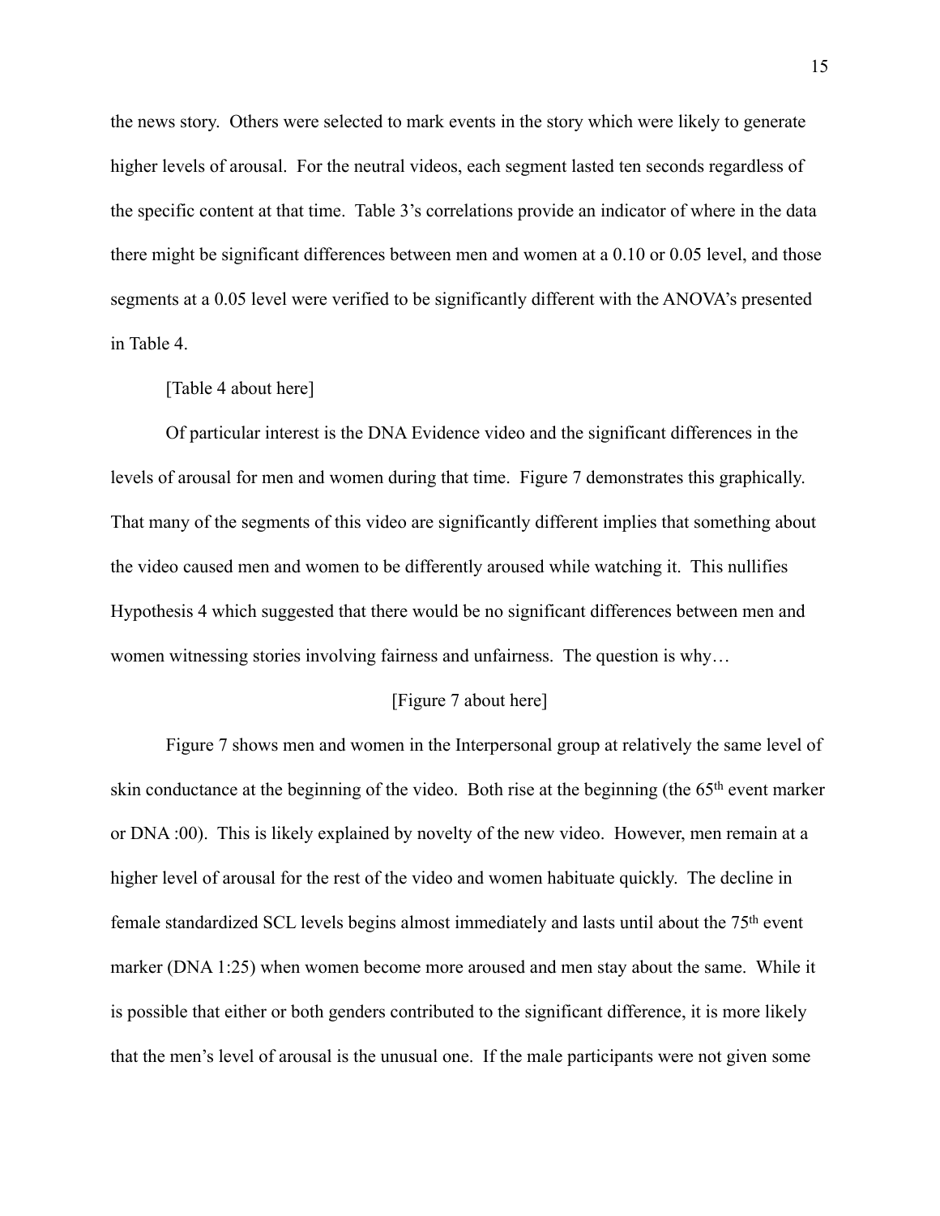the news story. Others were selected to mark events in the story which were likely to generate higher levels of arousal. For the neutral videos, each segment lasted ten seconds regardless of the specific content at that time. Table 3's correlations provide an indicator of where in the data there might be significant differences between men and women at a 0.10 or 0.05 level, and those segments at a 0.05 level were verified to be significantly different with the ANOVA's presented in Table 4.

[Table 4 about here]

Of particular interest is the DNA Evidence video and the significant differences in the levels of arousal for men and women during that time. Figure 7 demonstrates this graphically. That many of the segments of this video are significantly different implies that something about the video caused men and women to be differently aroused while watching it. This nullifies Hypothesis 4 which suggested that there would be no significant differences between men and women witnessing stories involving fairness and unfairness. The question is why…

[Figure 7 about here]

Figure 7 shows men and women in the Interpersonal group at relatively the same level of skin conductance at the beginning of the video. Both rise at the beginning (the 65th event marker or DNA :00). This is likely explained by novelty of the new video. However, men remain at a higher level of arousal for the rest of the video and women habituate quickly. The decline in female standardized SCL levels begins almost immediately and lasts until about the 75th event marker (DNA 1:25) when women become more aroused and men stay about the same. While it is possible that either or both genders contributed to the significant difference, it is more likely that the men's level of arousal is the unusual one. If the male participants were not given some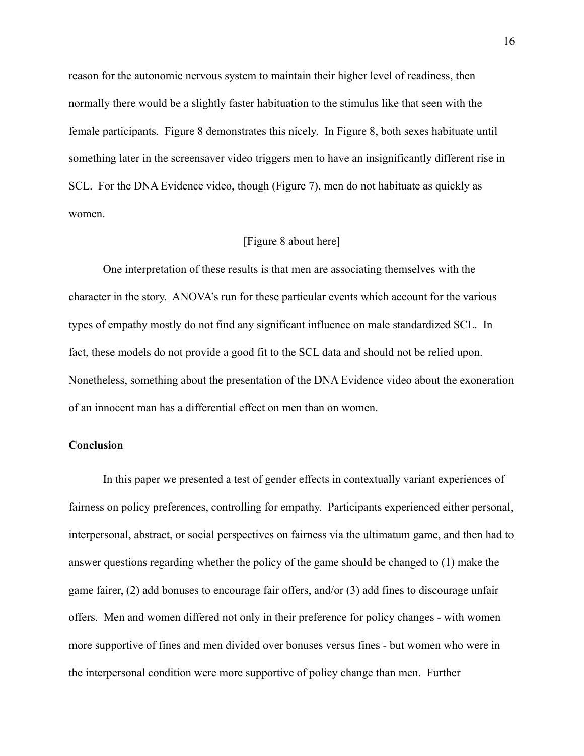reason for the autonomic nervous system to maintain their higher level of readiness, then normally there would be a slightly faster habituation to the stimulus like that seen with the female participants. Figure 8 demonstrates this nicely. In Figure 8, both sexes habituate until something later in the screensaver video triggers men to have an insignificantly different rise in SCL. For the DNA Evidence video, though (Figure 7), men do not habituate as quickly as women.

[Figure 8 about here]

One interpretation of these results is that men are associating themselves with the character in the story. ANOVA's run for these particular events which account for the various types of empathy mostly do not find any significant influence on male standardized SCL. In fact, these models do not provide a good fit to the SCL data and should not be relied upon. Nonetheless, something about the presentation of the DNA Evidence video about the exoneration of an innocent man has a differential effect on men than on women.

**Conclusion**

In this paper we presented a test of gender effects in contextually variant experiences of fairness on policy preferences, controlling for empathy. Participants experienced either personal, interpersonal, abstract, or social perspectives on fairness via the ultimatum game, and then had to answer questions regarding whether the policy of the game should be changed to (1) make the game fairer, (2) add bonuses to encourage fair offers, and/or (3) add fines to discourage unfair offers. Men and women differed not only in their preference for policy changes - with women more supportive of fines and men divided over bonuses versus fines - but women who were in the interpersonal condition were more supportive of policy change than men. Further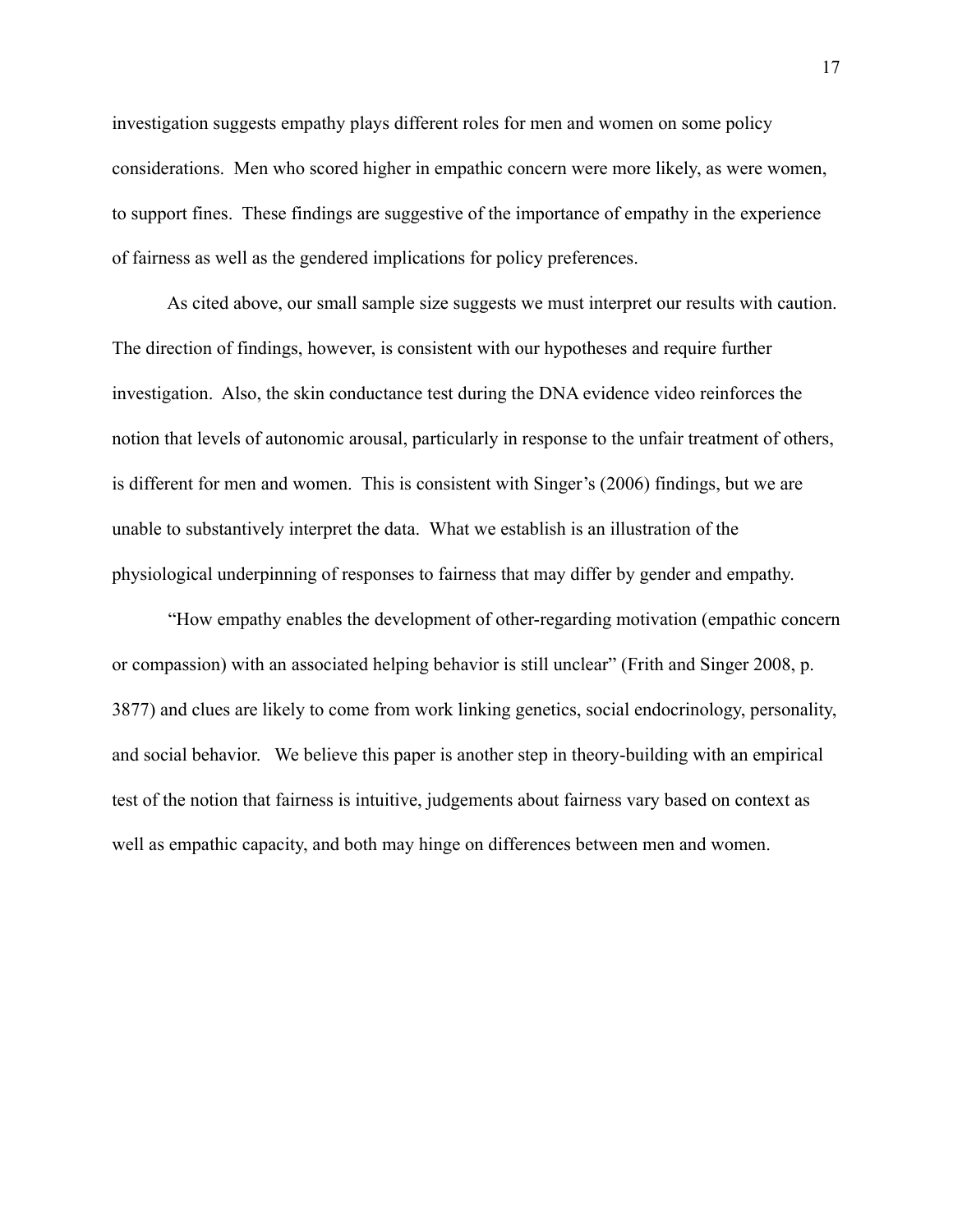investigation suggests empathy plays different roles for men and women on some policy considerations. Men who scored higher in empathic concern were more likely, as were women, to support fines. These findings are suggestive of the importance of empathy in the experience of fairness as well as the gendered implications for policy preferences.

As cited above, our small sample size suggests we must interpret our results with caution. The direction of findings, however, is consistent with our hypotheses and require further investigation. Also, the skin conductance test during the DNA evidence video reinforces the notion that levels of autonomic arousal, particularly in response to the unfair treatment of others, is different for men and women. This is consistent with Singer's (2006) findings, but we are unable to substantively interpret the data. What we establish is an illustration of the physiological underpinning of responses to fairness that may differ by gender and empathy.

"How empathy enables the development of other-regarding motivation (empathic concern or compassion) with an associated helping behavior is still unclear" (Frith and Singer 2008, p. 3877) and clues are likely to come from work linking genetics, social endocrinology, personality, and social behavior. We believe this paper is another step in theory-building with an empirical test of the notion that fairness is intuitive, judgements about fairness vary based on context as well as empathic capacity, and both may hinge on differences between men and women.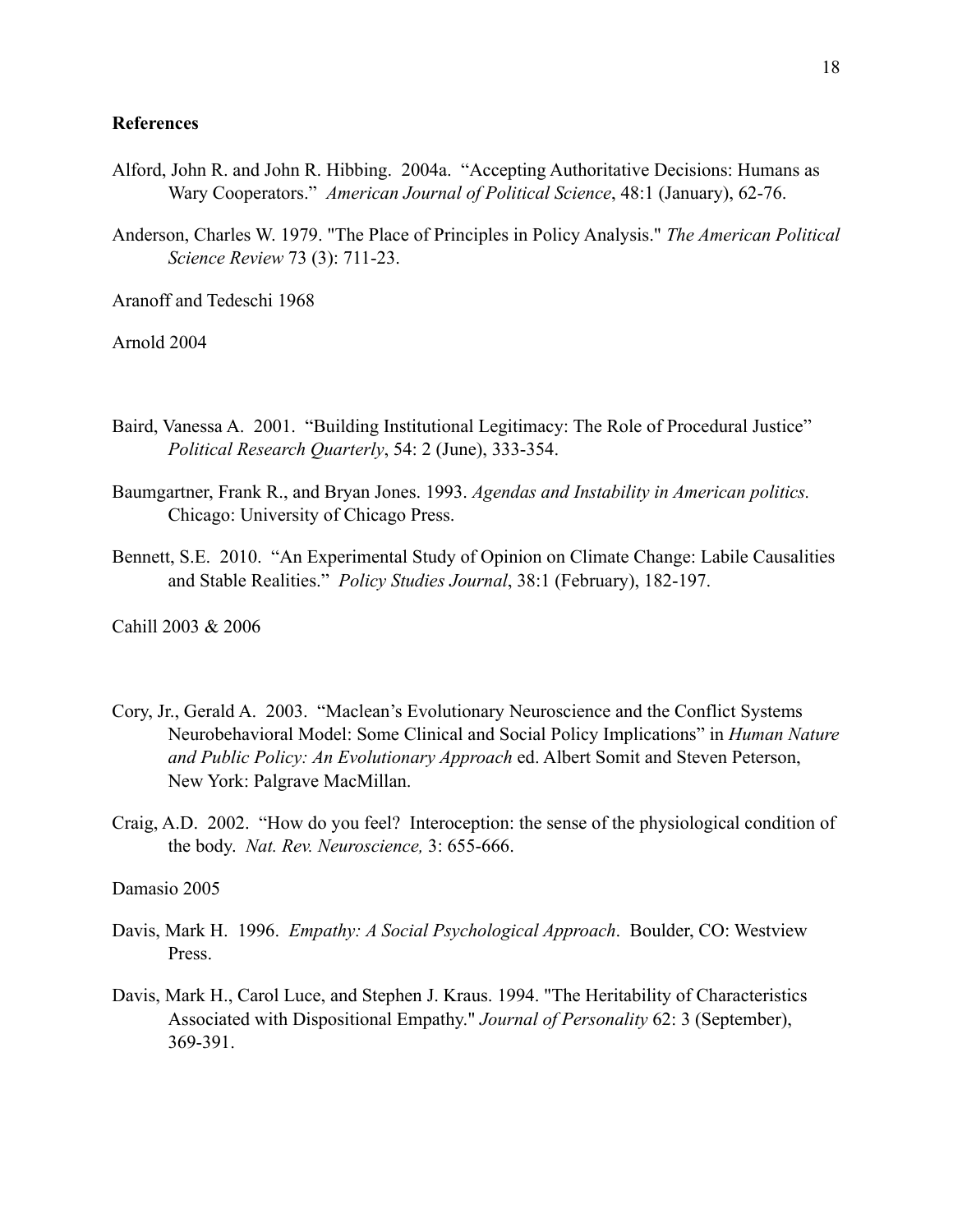**References**

Alford, John R. and John R. Hibbing. 2004a. "Accepting Authoritative Decisions: Humans as Wary Cooperators." *American Journal of Political Science*, 48:1 (January), 62-76.

Anderson, Charles W. 1979. "The Place of Principles in Policy Analysis." *The American Political Science Review* 73 (3): 711-23.

Aranoff and Tedeschi 1968

Arnold 2004

Baird, Vanessa A. 2001. "Building Institutional Legitimacy: The Role of Procedural Justice" *Political Research Quarterly*, 54: 2 (June), 333-354.

Baumgartner, Frank R., and Bryan Jones. 1993. *Agendas and Instability in American politics.* Chicago: University of Chicago Press.

Bennett, S.E. 2010. "An Experimental Study of Opinion on Climate Change: Labile Causalities and Stable Realities." *Policy Studies Journal*, 38:1 (February), 182-197.

Cahill 2003 & 2006

Cory, Jr., Gerald A. 2003. "Maclean's Evolutionary Neuroscience and the Conflict Systems Neurobehavioral Model: Some Clinical and Social Policy Implications" in *Human Nature and Public Policy: An Evolutionary Approach* ed. Albert Somit and Steven Peterson, New York: Palgrave MacMillan.

Craig, A.D. 2002. "How do you feel? Interoception: the sense of the physiological condition of the body. *Nat. Rev. Neuroscience,* 3: 655-666.

Damasio 2005

Davis, Mark H. 1996. *Empathy: A Social Psychological Approach*. Boulder, CO: Westview Press.

Davis, Mark H., Carol Luce, and Stephen J. Kraus. 1994. "The Heritability of Characteristics Associated with Dispositional Empathy." *Journal of Personality* 62: 3 (September), 369-391.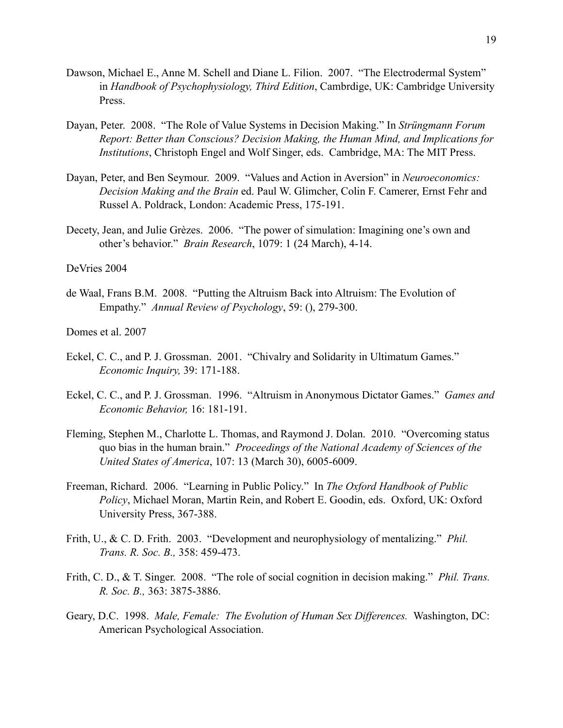Dawson, Michael E., Anne M. Schell and Diane L. Filion. 2007. "The Electrodermal System" in *Handbook of Psychophysiology, Third Edition*, Cambrdige, UK: Cambridge University Press.

Dayan, Peter. 2008. "The Role of Value Systems in Decision Making." In *Strüngmann Forum Report: Better than Conscious? Decision Making, the Human Mind, and Implications for Institutions*, Christoph Engel and Wolf Singer, eds. Cambridge, MA: The MIT Press.

Dayan, Peter, and Ben Seymour. 2009. "Values and Action in Aversion" in *Neuroeconomics: Decision Making and the Brain* ed. Paul W. Glimcher, Colin F. Camerer, Ernst Fehr and Russel A. Poldrack, London: Academic Press, 175-191.

Decety, Jean, and Julie Grèzes. 2006. "The power of simulation: Imagining one's own and other's behavior." *Brain Research*, 1079: 1 (24 March), 4-14.

DeVries 2004

de Waal, Frans B.M. 2008. "Putting the Altruism Back into Altruism: The Evolution of Empathy." *Annual Review of Psychology*, 59: (), 279-300.

Domes et al. 2007

Eckel, C. C., and P. J. Grossman. 2001. "Chivalry and Solidarity in Ultimatum Games." *Economic Inquiry,* 39: 171-188.

Eckel, C. C., and P. J. Grossman. 1996. "Altruism in Anonymous Dictator Games." *Games and Economic Behavior,* 16: 181-191.

Fleming, Stephen M., Charlotte L. Thomas, and Raymond J. Dolan. 2010. "Overcoming status quo bias in the human brain." *Proceedings of the National Academy of Sciences of the United States of America*, 107: 13 (March 30), 6005-6009.

Freeman, Richard. 2006. "Learning in Public Policy." In *The Oxford Handbook of Public Policy*, Michael Moran, Martin Rein, and Robert E. Goodin, eds. Oxford, UK: Oxford University Press, 367-388.

Frith, U., & C. D. Frith. 2003. "Development and neurophysiology of mentalizing." *Phil. Trans. R. Soc. B.,* 358: 459-473.

Frith, C. D., & T. Singer. 2008. "The role of social cognition in decision making." *Phil. Trans. R. Soc. B.,* 363: 3875-3886.

Geary, D.C. 1998. *Male, Female: The Evolution of Human Sex Differences.* Washington, DC: American Psychological Association.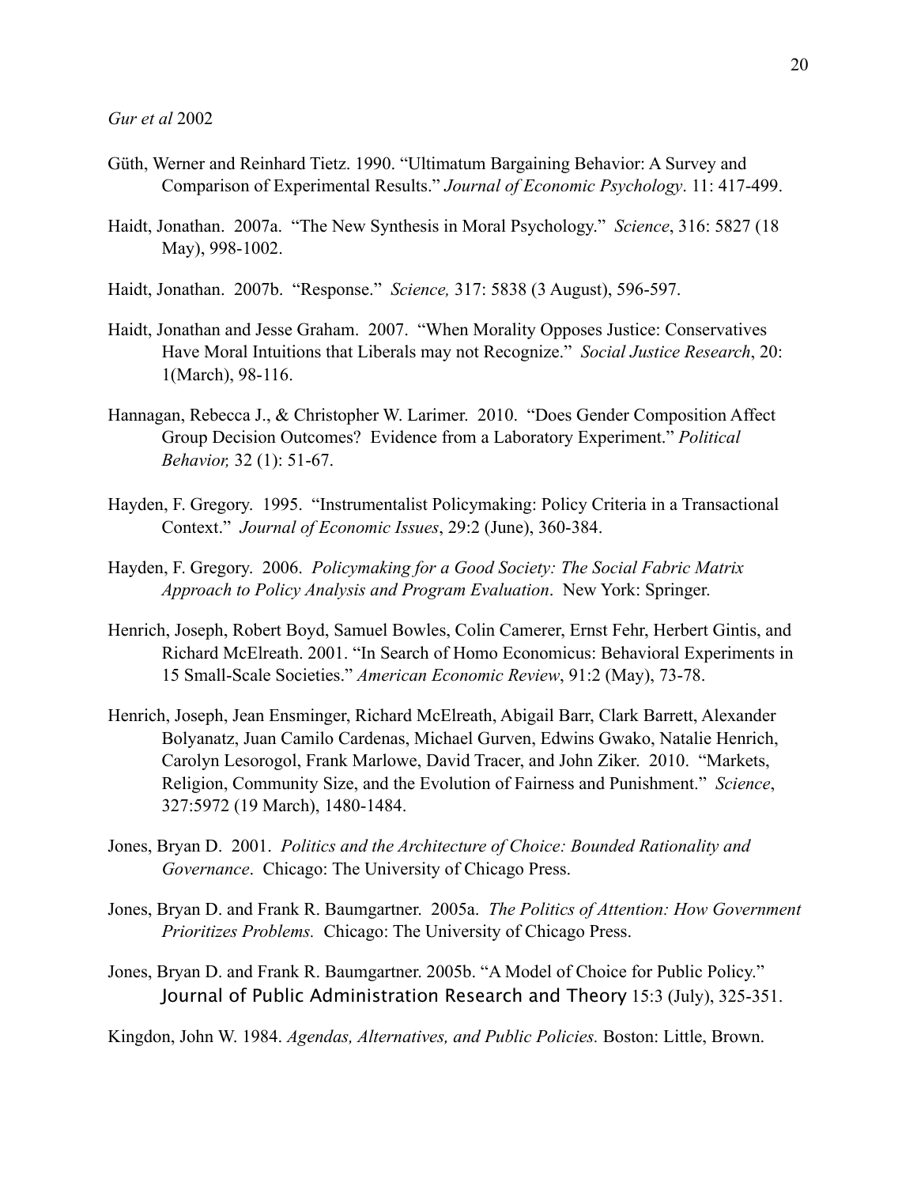*Gur et al* 2002

Güth, Werner and Reinhard Tietz. 1990. "Ultimatum Bargaining Behavior: A Survey and Comparison of Experimental Results." *Journal of Economic Psychology*. 11: 417-499.

Haidt, Jonathan. 2007a. "The New Synthesis in Moral Psychology." *Science*, 316: 5827 (18 May), 998-1002.

Haidt, Jonathan. 2007b. "Response." *Science,* 317: 5838 (3 August), 596-597.

Haidt, Jonathan and Jesse Graham. 2007. "When Morality Opposes Justice: Conservatives Have Moral Intuitions that Liberals may not Recognize." *Social Justice Research*, 20: 1(March), 98-116.

Hannagan, Rebecca J., & Christopher W. Larimer. 2010. "Does Gender Composition Affect Group Decision Outcomes? Evidence from a Laboratory Experiment." *Political Behavior,* 32 (1): 51-67.

Hayden, F. Gregory. 1995. "Instrumentalist Policymaking: Policy Criteria in a Transactional Context." *Journal of Economic Issues*, 29:2 (June), 360-384.

Hayden, F. Gregory. 2006. *Policymaking for a Good Society: The Social Fabric Matrix Approach to Policy Analysis and Program Evaluation*. New York: Springer.

Henrich, Joseph, Robert Boyd, Samuel Bowles, Colin Camerer, Ernst Fehr, Herbert Gintis, and Richard McElreath. 2001. "In Search of Homo Economicus: Behavioral Experiments in 15 Small-Scale Societies." *American Economic Review*, 91:2 (May), 73-78.

Henrich, Joseph, Jean Ensminger, Richard McElreath, Abigail Barr, Clark Barrett, Alexander Bolyanatz, Juan Camilo Cardenas, Michael Gurven, Edwins Gwako, Natalie Henrich, Carolyn Lesorogol, Frank Marlowe, David Tracer, and John Ziker. 2010. "Markets, Religion, Community Size, and the Evolution of Fairness and Punishment." *Science*, 327:5972 (19 March), 1480-1484.

Jones, Bryan D. 2001. *Politics and the Architecture of Choice: Bounded Rationality and Governance*. Chicago: The University of Chicago Press.

Jones, Bryan D. and Frank R. Baumgartner. 2005a. *The Politics of Attention: How Government Prioritizes Problems.* Chicago: The University of Chicago Press.

Jones, Bryan D. and Frank R. Baumgartner. 2005b. "A Model of Choice for Public Policy." Journal of Public Administration Research and Theory 15:3 (July), 325-351.

Kingdon, John W. 1984. *Agendas, Alternatives, and Public Policies.* Boston: Little, Brown.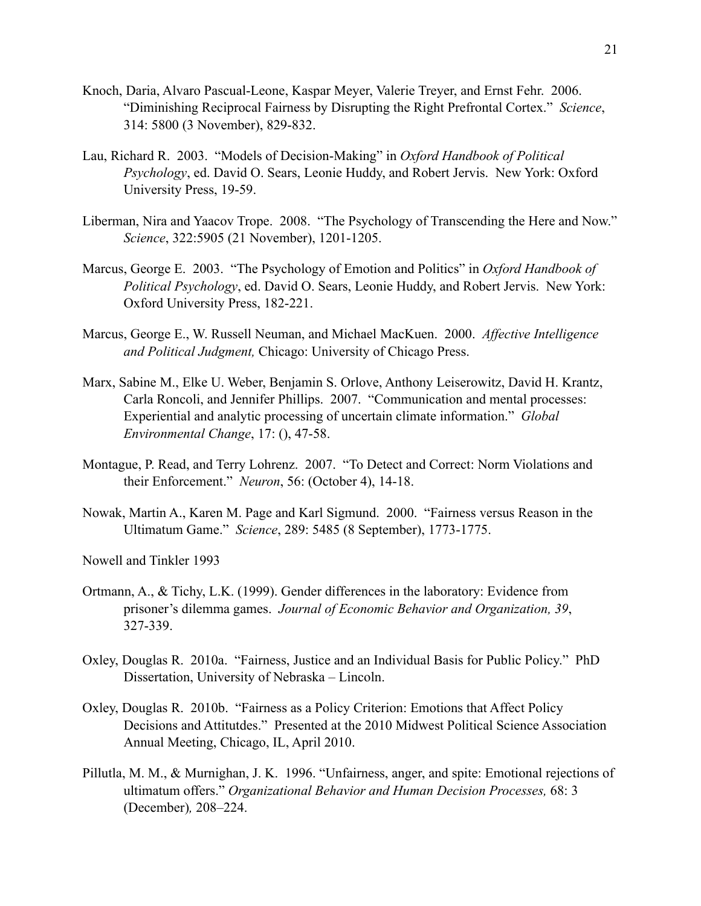Knoch, Daria, Alvaro Pascual-Leone, Kaspar Meyer, Valerie Treyer, and Ernst Fehr. 2006. "Diminishing Reciprocal Fairness by Disrupting the Right Prefrontal Cortex." *Science*, 314: 5800 (3 November), 829-832.

Lau, Richard R. 2003. "Models of Decision-Making" in *Oxford Handbook of Political Psychology*, ed. David O. Sears, Leonie Huddy, and Robert Jervis. New York: Oxford University Press, 19-59.

Liberman, Nira and Yaacov Trope. 2008. "The Psychology of Transcending the Here and Now." *Science*, 322:5905 (21 November), 1201-1205.

Marcus, George E. 2003. "The Psychology of Emotion and Politics" in *Oxford Handbook of Political Psychology*, ed. David O. Sears, Leonie Huddy, and Robert Jervis. New York: Oxford University Press, 182-221.

Marcus, George E., W. Russell Neuman, and Michael MacKuen. 2000. *Affective Intelligence and Political Judgment,* Chicago: University of Chicago Press.

Marx, Sabine M., Elke U. Weber, Benjamin S. Orlove, Anthony Leiserowitz, David H. Krantz, Carla Roncoli, and Jennifer Phillips. 2007. "Communication and mental processes: Experiential and analytic processing of uncertain climate information." *Global Environmental Change*, 17: (), 47-58.

Montague, P. Read, and Terry Lohrenz. 2007. "To Detect and Correct: Norm Violations and their Enforcement." *Neuron*, 56: (October 4), 14-18.

Nowak, Martin A., Karen M. Page and Karl Sigmund. 2000. "Fairness versus Reason in the Ultimatum Game." *Science*, 289: 5485 (8 September), 1773-1775.

Nowell and Tinkler 1993

Ortmann, A., & Tichy, L.K. (1999). Gender differences in the laboratory: Evidence from prisoner's dilemma games. *Journal of Economic Behavior and Organization, 39*, 327-339.

Oxley, Douglas R. 2010a. "Fairness, Justice and an Individual Basis for Public Policy." PhD Dissertation, University of Nebraska – Lincoln.

Oxley, Douglas R. 2010b. "Fairness as a Policy Criterion: Emotions that Affect Policy Decisions and Attitutdes." Presented at the 2010 Midwest Political Science Association Annual Meeting, Chicago, IL, April 2010.

Pillutla, M. M., & Murnighan, J. K. 1996. "Unfairness, anger, and spite: Emotional rejections of ultimatum offers." *Organizational Behavior and Human Decision Processes,* 68: 3 (December)*,* 208–224.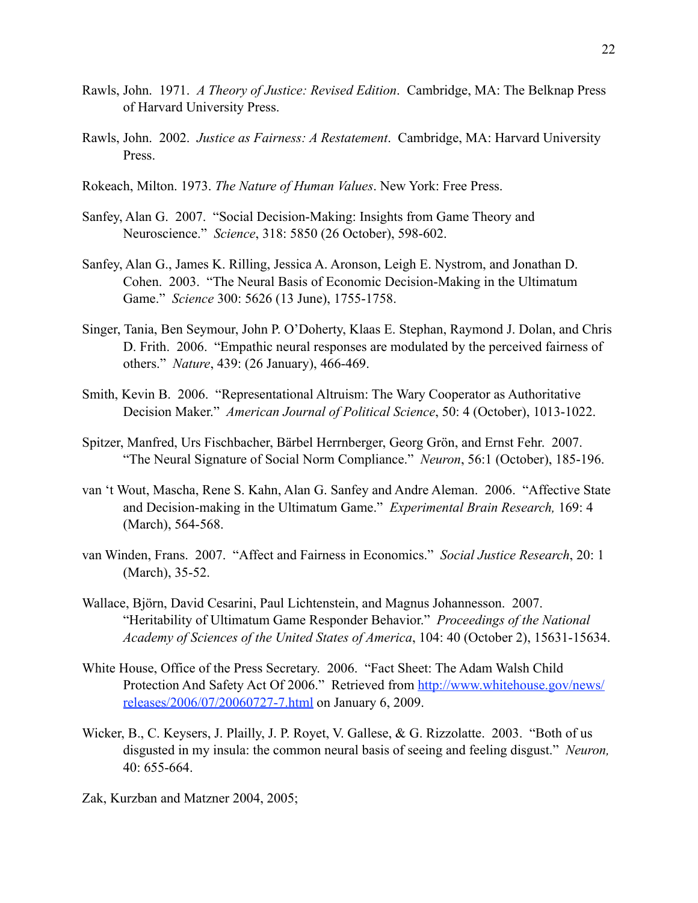Rawls, John. 1971. *A Theory of Justice: Revised Edition*. Cambridge, MA: The Belknap Press of Harvard University Press.

Rawls, John. 2002. *Justice as Fairness: A Restatement*. Cambridge, MA: Harvard University Press.

Rokeach, Milton. 1973. *The Nature of Human Values*. New York: Free Press.

Sanfey, Alan G. 2007. "Social Decision-Making: Insights from Game Theory and Neuroscience." *Science*, 318: 5850 (26 October), 598-602.

Sanfey, Alan G., James K. Rilling, Jessica A. Aronson, Leigh E. Nystrom, and Jonathan D. Cohen. 2003. "The Neural Basis of Economic Decision-Making in the Ultimatum Game." *Science* 300: 5626 (13 June), 1755-1758.

Singer, Tania, Ben Seymour, John P. O'Doherty, Klaas E. Stephan, Raymond J. Dolan, and Chris D. Frith. 2006. "Empathic neural responses are modulated by the perceived fairness of others." *Nature*, 439: (26 January), 466-469.

Smith, Kevin B. 2006. "Representational Altruism: The Wary Cooperator as Authoritative Decision Maker." *American Journal of Political Science*, 50: 4 (October), 1013-1022.

Spitzer, Manfred, Urs Fischbacher, Bärbel Herrnberger, Georg Grön, and Ernst Fehr. 2007. "The Neural Signature of Social Norm Compliance." *Neuron*, 56:1 (October), 185-196.

van 't Wout, Mascha, Rene S. Kahn, Alan G. Sanfey and Andre Aleman. 2006. "Affective State and Decision-making in the Ultimatum Game." *Experimental Brain Research,* 169: 4 (March), 564-568.

van Winden, Frans. 2007. "Affect and Fairness in Economics." *Social Justice Research*, 20: 1 (March), 35-52.

Wallace, Björn, David Cesarini, Paul Lichtenstein, and Magnus Johannesson. 2007. "Heritability of Ultimatum Game Responder Behavior." *Proceedings of the National Academy of Sciences of the United States of America*, 104: 40 (October 2), 15631-15634.

White House, Office of the Press Secretary. 2006. "Fact Sheet: The Adam Walsh Child Protection And Safety Act Of 2006." Retrieved from [http://www.whitehouse.gov/news/releases/2006/07/20060727-7.html](http://www.whitehouse.gov/news/releases/2006/07/20060727-7.html) on January 6, 2009.

Wicker, B., C. Keysers, J. Plailly, J. P. Royet, V. Gallese, & G. Rizzolatte. 2003. "Both of us disgusted in my insula: the common neural basis of seeing and feeling disgust." *Neuron,* 40: 655-664.

Zak, Kurzban and Matzner 2004, 2005;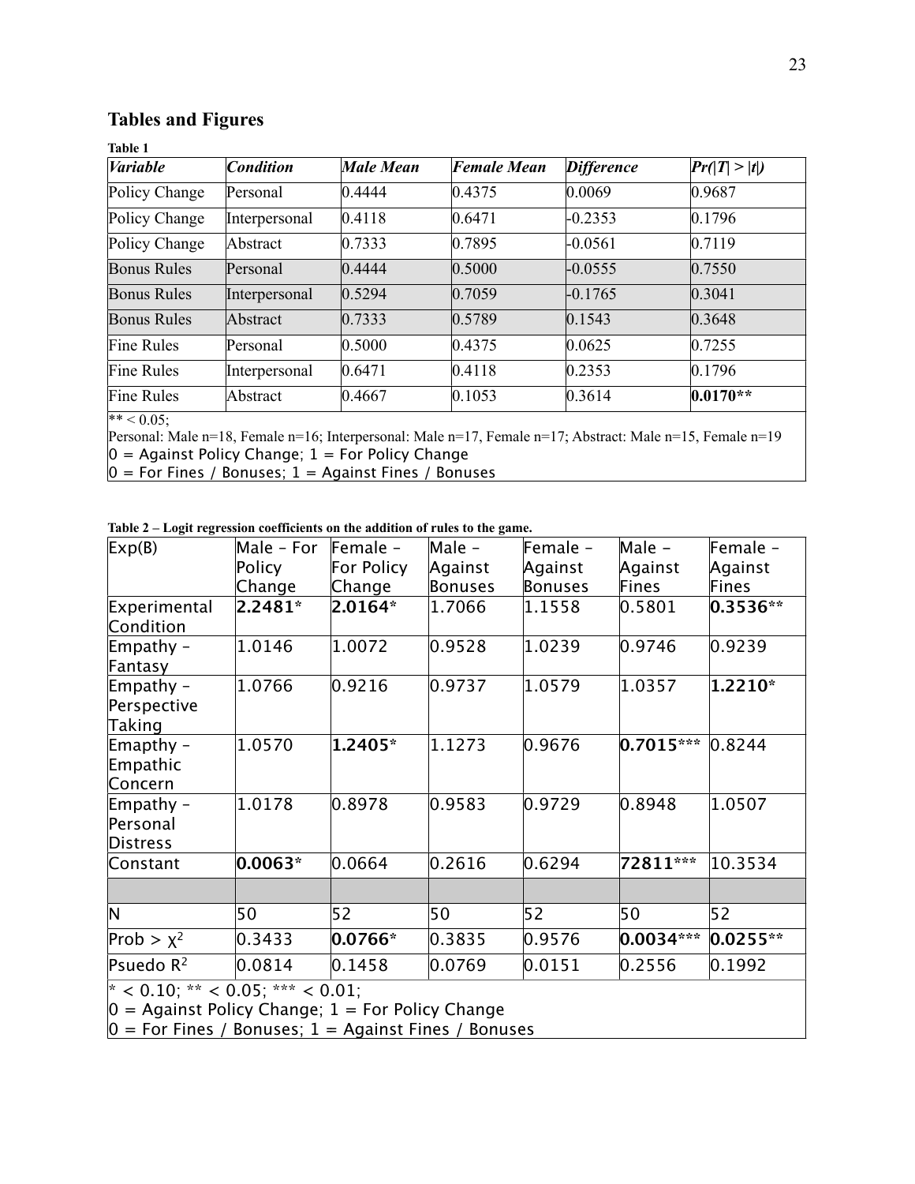## Tables and Figures

**Table 1**

| *Variable* | *Condition* | *Male Mean* | *Female Mean* | *Difference* | *Pr(\|T\| > \|t\|)* |
|---|---|---|---|---|---|
| Policy Change | Personal | 0.4444 | 0.4375 | 0.0069 | 0.9687 |
| Policy Change | Interpersonal | 0.4118 | 0.6471 | -0.2353 | 0.1796 |
| Policy Change | Abstract | 0.7333 | 0.7895 | -0.0561 | 0.7119 |
| Bonus Rules | Personal | 0.4444 | 0.5000 | -0.0555 | 0.7550 |
| Bonus Rules | Interpersonal | 0.5294 | 0.7059 | -0.1765 | 0.3041 |
| Bonus Rules | Abstract | 0.7333 | 0.5789 | 0.1543 | 0.3648 |
| Fine Rules | Personal | 0.5000 | 0.4375 | 0.0625 | 0.7255 |
| Fine Rules | Interpersonal | 0.6471 | 0.4118 | 0.2353 | 0.1796 |
| Fine Rules | Abstract | 0.4667 | 0.1053 | 0.3614 | **0.0170**** |

** < 0.05;
Personal: Male n=18, Female n=16; Interpersonal: Male n=17, Female n=17; Abstract: Male n=15, Female n=19
0 = Against Policy Change; 1 = For Policy Change
0 = For Fines / Bonuses; 1 = Against Fines / Bonuses

**Table 2 – Logit regression coefficients on the addition of rules to the game.**

| Exp(B) | Male – For Policy Change | Female – For Policy Change | Male – Against Bonuses | Female – Against Bonuses | Male – Against Fines | Female – Against Fines |
|---|---|---|---|---|---|---|
| Experimental Condition | **2.2481*** | **2.0164*** | 1.7066 | 1.1558 | 0.5801 | **0.3536**** |
| Empathy – Fantasy | 1.0146 | 1.0072 | 0.9528 | 1.0239 | 0.9746 | 0.9239 |
| Empathy – Perspective Taking | 1.0766 | 0.9216 | 0.9737 | 1.0579 | 1.0357 | **1.2210*** |
| Emapthy – Empathic Concern | 1.0570 | **1.2405*** | 1.1273 | 0.9676 | **0.7015***** | 0.8244 |
| Empathy – Personal Distress | 1.0178 | 0.8978 | 0.9583 | 0.9729 | 0.8948 | 1.0507 |
| Constant | **0.0063*** | 0.0664 | 0.2616 | 0.6294 | **72811***** | 10.3534 |
| | | | | | | |
| N | 50 | 52 | 50 | 52 | 50 | 52 |
| Prob > $\chi^2$ | 0.3433 | **0.0766*** | 0.3835 | 0.9576 | **0.0034***** | **0.0255**** |
| Psuedo $R^2$ | 0.0814 | 0.1458 | 0.0769 | 0.0151 | 0.2556 | 0.1992 |

* < 0.10; ** < 0.05; *** < 0.01;
0 = Against Policy Change; 1 = For Policy Change
0 = For Fines / Bonuses; 1 = Against Fines / Bonuses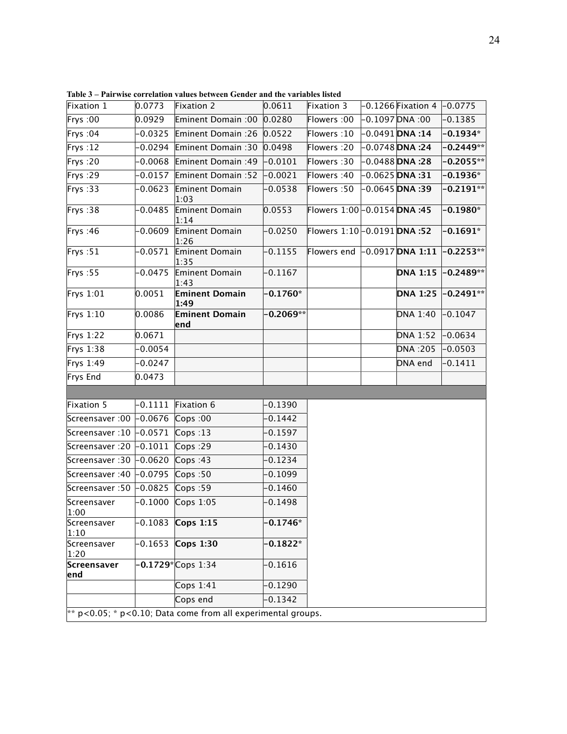**Table 3 – Pairwise correlation values between Gender and the variables listed**

| | | | | | | | |
|---|---|---|---|---|---|---|---|
| Fixation 1 | 0.0773 | Fixation 2 | 0.0611 | Fixation 3 | −0.1266 | Fixation 4 | −0.0775 |
| Frys :00 | 0.0929 | Eminent Domain :00 | 0.0280 | Flowers :00 | −0.1097 | DNA :00 | −0.1385 |
| Frys :04 | −0.0325 | Eminent Domain :26 | 0.0522 | Flowers :10 | −0.0491 | **DNA :14** | **−0.1934*** |
| Frys :12 | −0.0294 | Eminent Domain :30 | 0.0498 | Flowers :20 | −0.0748 | **DNA :24** | **−0.2449**** |
| Frys :20 | −0.0068 | Eminent Domain :49 | −0.0101 | Flowers :30 | −0.0488 | **DNA :28** | **−0.2055**** |
| Frys :29 | −0.0157 | Eminent Domain :52 | −0.0021 | Flowers :40 | −0.0625 | **DNA :31** | **−0.1936*** |
| Frys :33 | −0.0623 | Eminent Domain 1:03 | −0.0538 | Flowers :50 | −0.0645 | **DNA :39** | **−0.2191**** |
| Frys :38 | −0.0485 | Eminent Domain 1:14 | 0.0553 | Flowers 1:00 | −0.0154 | **DNA :45** | **−0.1980*** |
| Frys :46 | −0.0609 | Eminent Domain 1:26 | −0.0250 | Flowers 1:10 | −0.0191 | **DNA :52** | **−0.1691*** |
| Frys :51 | −0.0571 | Eminent Domain 1:35 | −0.1155 | Flowers end | −0.0917 | **DNA 1:11** | **−0.2253**** |
| Frys :55 | −0.0475 | Eminent Domain 1:43 | −0.1167 | | | **DNA 1:15** | **−0.2489**** |
| Frys 1:01 | 0.0051 | **Eminent Domain 1:49** | **−0.1760*** | | | **DNA 1:25** | **−0.2491**** |
| Frys 1:10 | 0.0086 | **Eminent Domain end** | **−0.2069**** | | | DNA 1:40 | −0.1047 |
| Frys 1:22 | 0.0671 | | | | | DNA 1:52 | −0.0634 |
| Frys 1:38 | −0.0054 | | | | | DNA :205 | −0.0503 |
| Frys 1:49 | −0.0247 | | | | | DNA end | −0.1411 |
| Frys End | 0.0473 | | | | | | |
| | | | | | | | |
| Fixation 5 | −0.1111 | Fixation 6 | −0.1390 | | | | |
| Screensaver :00 | −0.0676 | Cops :00 | −0.1442 | | | | |
| Screensaver :10 | −0.0571 | Cops :13 | −0.1597 | | | | |
| Screensaver :20 | −0.1011 | Cops :29 | −0.1430 | | | | |
| Screensaver :30 | −0.0620 | Cops :43 | −0.1234 | | | | |
| Screensaver :40 | −0.0795 | Cops :50 | −0.1099 | | | | |
| Screensaver :50 | −0.0825 | Cops :59 | −0.1460 | | | | |
| Screensaver 1:00 | −0.1000 | Cops 1:05 | −0.1498 | | | | |
| Screensaver 1:10 | −0.1083 | **Cops 1:15** | **−0.1746*** | | | | |
| Screensaver 1:20 | −0.1653 | **Cops 1:30** | **−0.1822*** | | | | |
| **Screensaver end** | **−0.1729*** | Cops 1:34 | −0.1616 | | | | |
| | | Cops 1:41 | −0.1290 | | | | |
| | | Cops end | −0.1342 | | | | |

** $p<0.05$; * $p<0.10$; Data come from all experimental groups.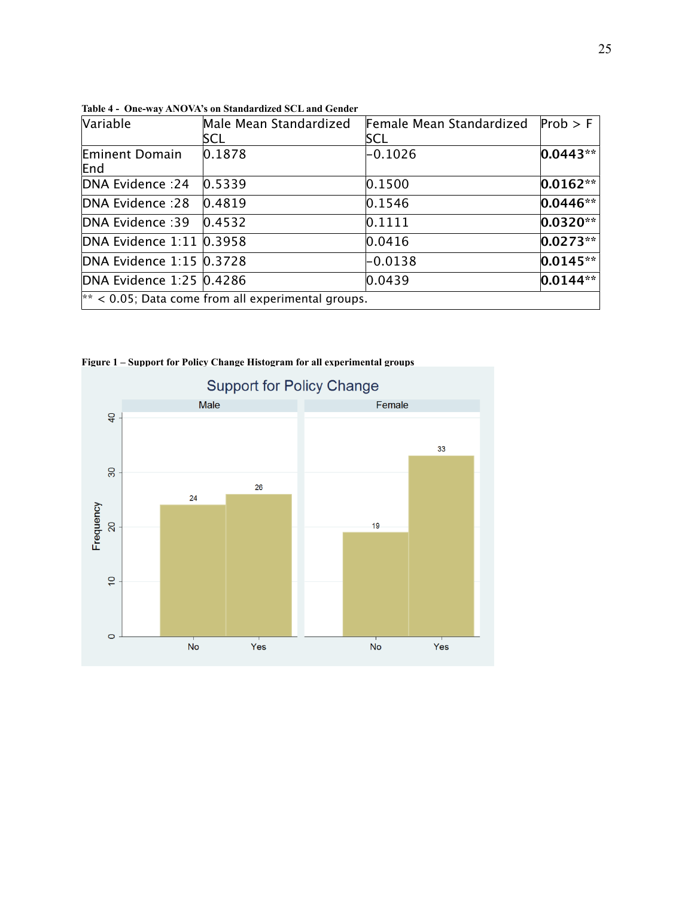**Table 4 - One-way ANOVA's on Standardized SCL and Gender**

| Variable | Male Mean Standardized SCL | Female Mean Standardized SCL | Prob > F |
|---|---|---|---|
| Eminent Domain End | 0.1878 | −0.1026 | **0.0443**** |
| DNA Evidence :24 | 0.5339 | 0.1500 | **0.0162**** |
| DNA Evidence :28 | 0.4819 | 0.1546 | **0.0446**** |
| DNA Evidence :39 | 0.4532 | 0.1111 | **0.0320**** |
| DNA Evidence 1:11 | 0.3958 | 0.0416 | **0.0273**** |
| DNA Evidence 1:15 | 0.3728 | −0.0138 | **0.0145**** |
| DNA Evidence 1:25 | 0.4286 | 0.0439 | **0.0144**** |

** < 0.05; Data come from all experimental groups.

**Figure 1 – Support for Policy Change Histogram for all experimental groups**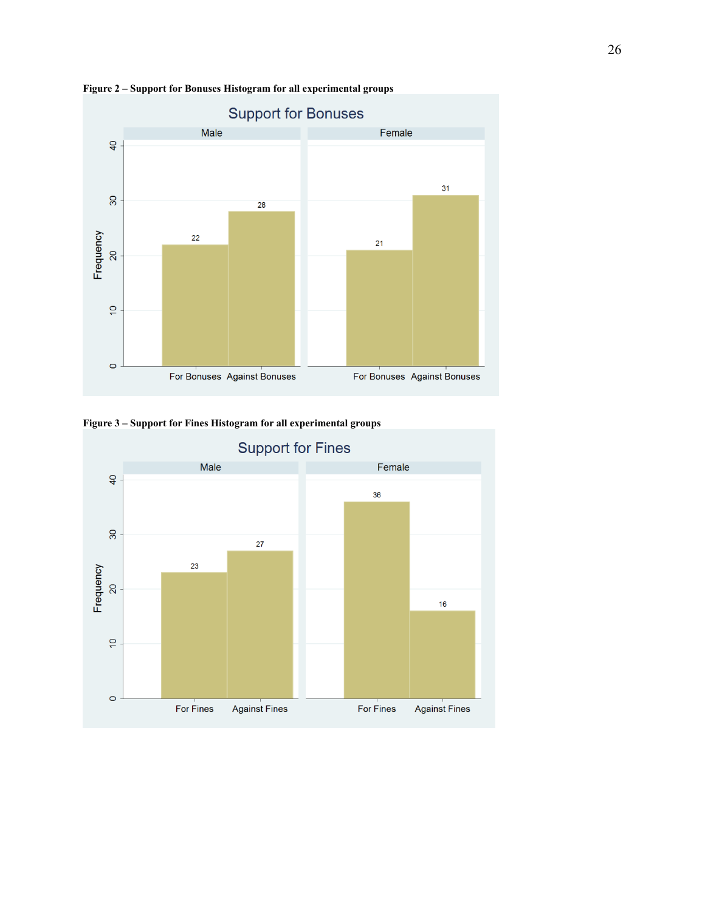**Figure 2 – Support for Bonuses Histogram for all experimental groups**

**Figure 3 – Support for Fines Histogram for all experimental groups**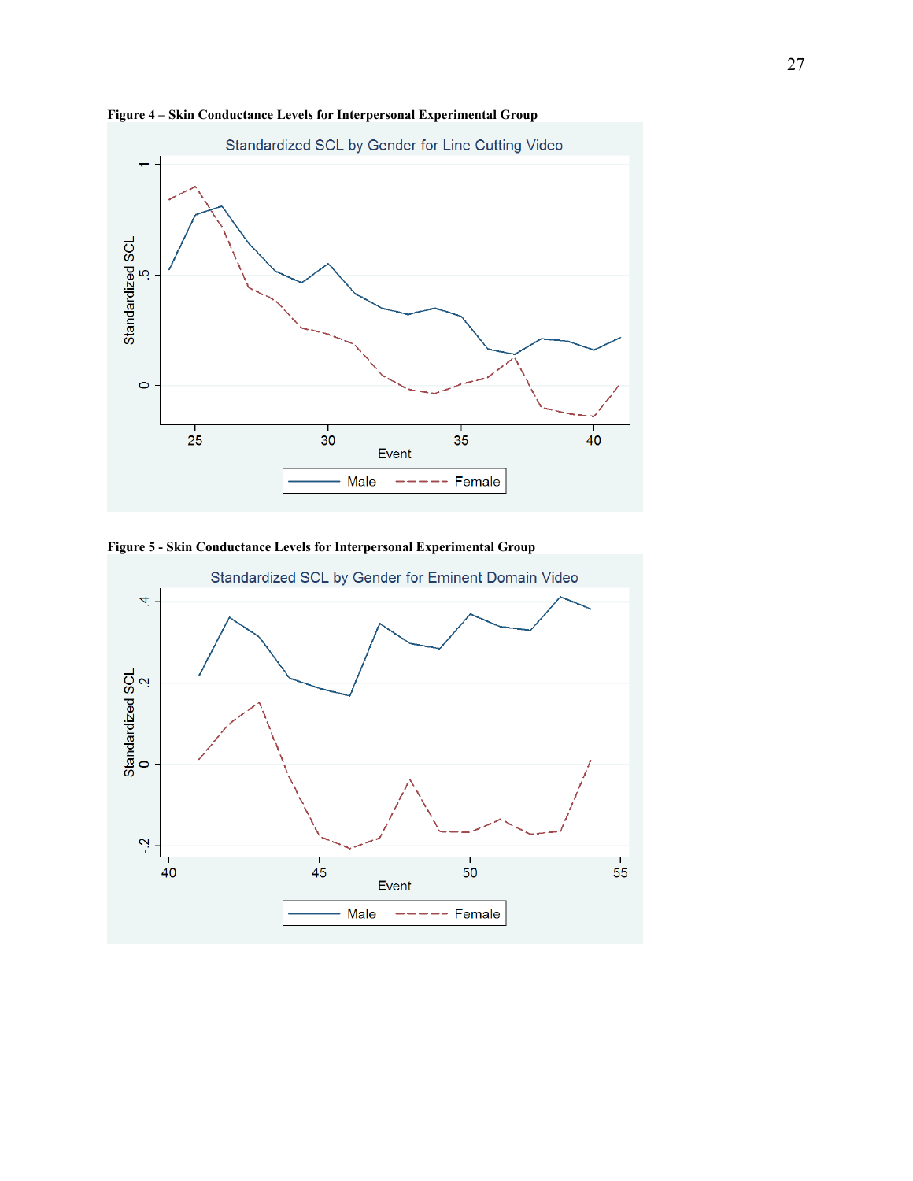**Figure 4 – Skin Conductance Levels for Interpersonal Experimental Group**

**Figure 5 - Skin Conductance Levels for Interpersonal Experimental Group**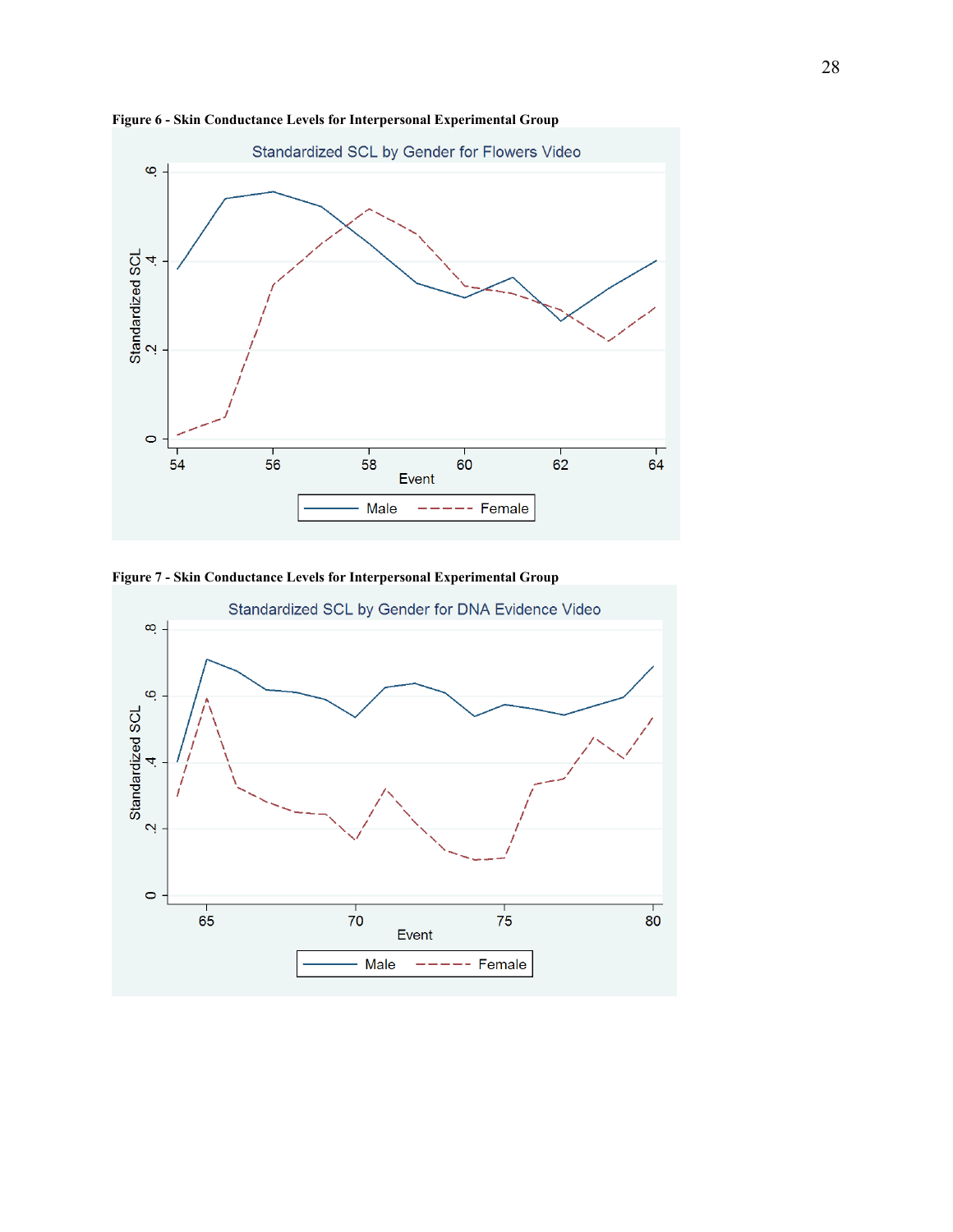**Figure 6 - Skin Conductance Levels for Interpersonal Experimental Group**

**Figure 7 - Skin Conductance Levels for Interpersonal Experimental Group**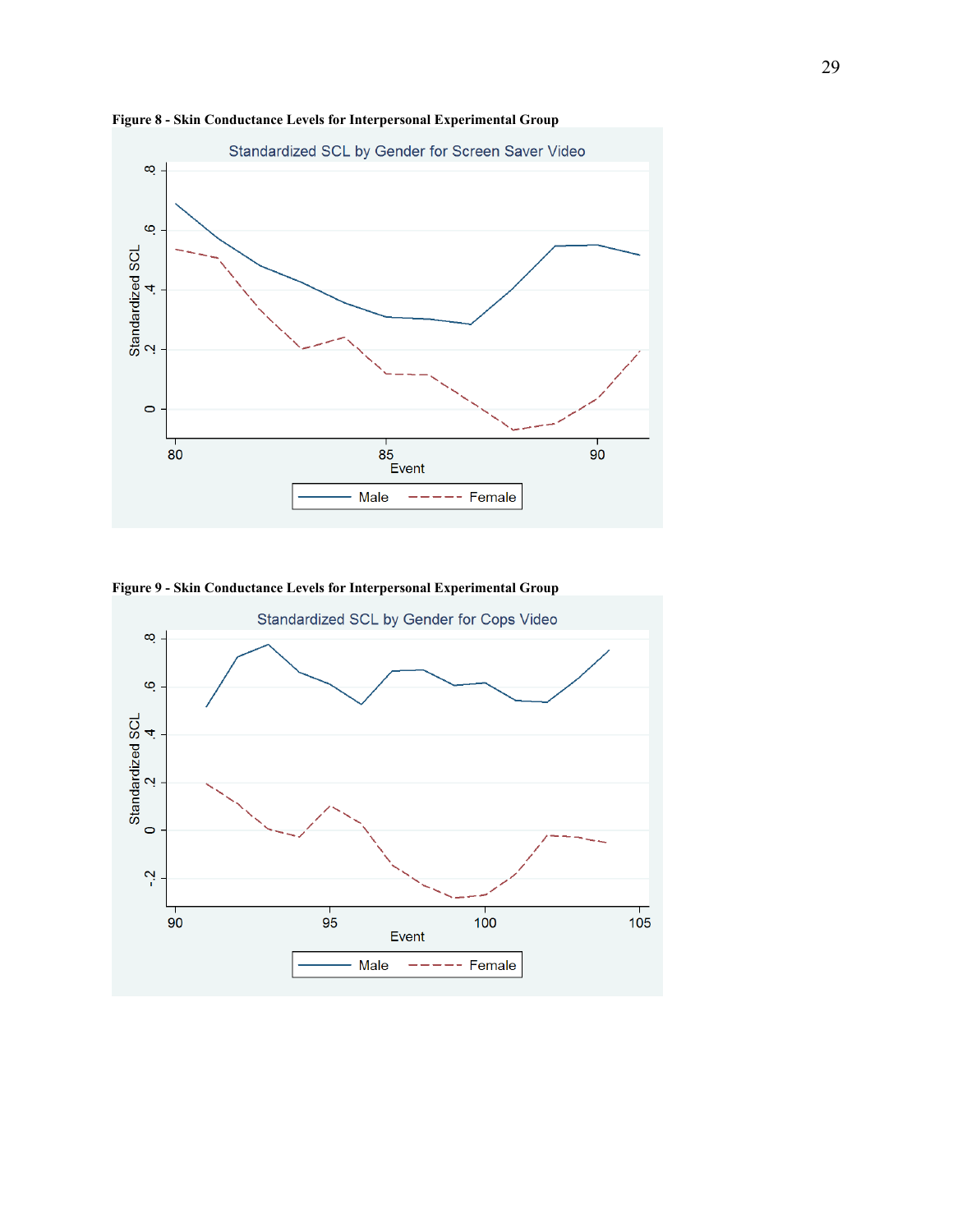**Figure 8 - Skin Conductance Levels for Interpersonal Experimental Group**

Standardized SCL by Gender for Screen Saver Video

Standardized SCL

0
.2
.4
.6
.8

80
85
90

Event

Male
Female

**Figure 9 - Skin Conductance Levels for Interpersonal Experimental Group**

Standardized SCL by Gender for Cops Video

Standardized SCL

-.2
0
.2
.4
.6
.8

90
95
100
105

Event

Male
Female